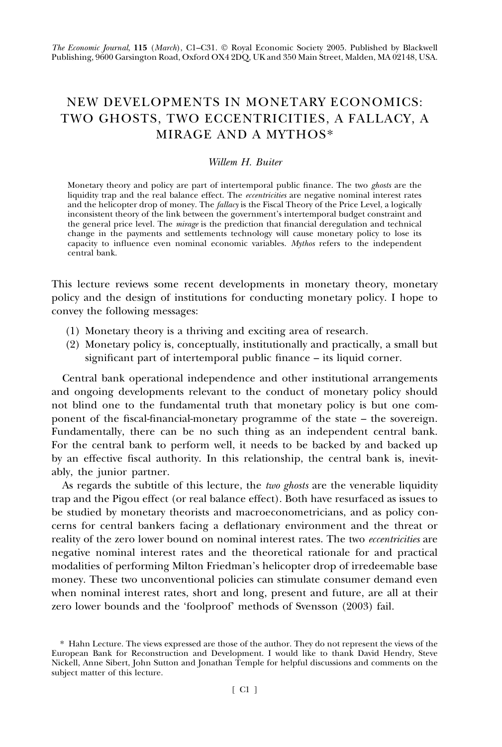# NEW DEVELOPMENTS IN MONETARY ECONOMICS: TWO GHOSTS, TWO ECCENTRICITIES, A FALLACY, A MIRAGE AND A MYTHOS*

*Willem H. Buiter*

Monetary theory and policy are part of intertemporal public finance. The two *ghosts* are the liquidity trap and the real balance effect. The *eccentricities* are negative nominal interest rates and the helicopter drop of money. The *fallacy* is the Fiscal Theory of the Price Level, a logically inconsistent theory of the link between the government's intertemporal budget constraint and the general price level. The *mirage* is the prediction that financial deregulation and technical change in the payments and settlements technology will cause monetary policy to lose its capacity to influence even nominal economic variables. *Mythos* refers to the independent central bank.

This lecture reviews some recent developments in monetary theory, monetary policy and the design of institutions for conducting monetary policy. I hope to convey the following messages:

(1) Monetary theory is a thriving and exciting area of research.
(2) Monetary policy is, conceptually, institutionally and practically, a small but significant part of intertemporal public finance – its liquid corner.

Central bank operational independence and other institutional arrangements and ongoing developments relevant to the conduct of monetary policy should not blind one to the fundamental truth that monetary policy is but one component of the fiscal-financial-monetary programme of the state – the sovereign. Fundamentally, there can be no such thing as an independent central bank. For the central bank to perform well, it needs to be backed by and backed up by an effective fiscal authority. In this relationship, the central bank is, inevitably, the junior partner.

As regards the subtitle of this lecture, the *two ghosts* are the venerable liquidity trap and the Pigou effect (or real balance effect). Both have resurfaced as issues to be studied by monetary theorists and macroeconometricians, and as policy concerns for central bankers facing a deflationary environment and the threat or reality of the zero lower bound on nominal interest rates. The two *eccentricities* are negative nominal interest rates and the theoretical rationale for and practical modalities of performing Milton Friedman's helicopter drop of irredeemable base money. These two unconventional policies can stimulate consumer demand even when nominal interest rates, short and long, present and future, are all at their zero lower bounds and the 'foolproof' methods of Svensson (2003) fail.

\* Hahn Lecture. The views expressed are those of the author. They do not represent the views of the European Bank for Reconstruction and Development. I would like to thank David Hendry, Steve Nickell, Anne Sibert, John Sutton and Jonathan Temple for helpful discussions and comments on the subject matter of this lecture.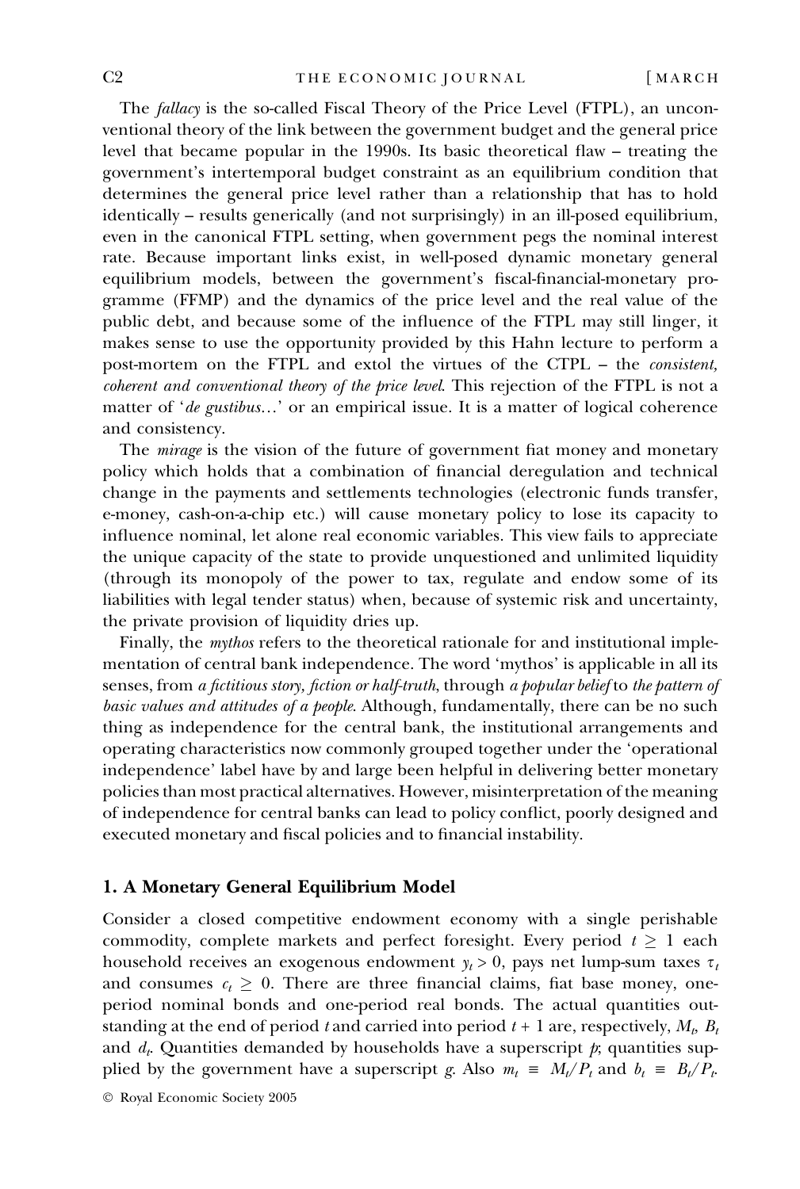The *fallacy* is the so-called Fiscal Theory of the Price Level (FTPL), an unconventional theory of the link between the government budget and the general price level that became popular in the 1990s. Its basic theoretical flaw – treating the government's intertemporal budget constraint as an equilibrium condition that determines the general price level rather than a relationship that has to hold identically – results generically (and not surprisingly) in an ill-posed equilibrium, even in the canonical FTPL setting, when government pegs the nominal interest rate. Because important links exist, in well-posed dynamic monetary general equilibrium models, between the government's fiscal-financial-monetary programme (FFMP) and the dynamics of the price level and the real value of the public debt, and because some of the influence of the FTPL may still linger, it makes sense to use the opportunity provided by this Hahn lecture to perform a post-mortem on the FTPL and extol the virtues of the CTPL – the *consistent, coherent and conventional theory of the price level*. This rejection of the FTPL is not a matter of '*de gustibus*...' or an empirical issue. It is a matter of logical coherence and consistency.

The *mirage* is the vision of the future of government fiat money and monetary policy which holds that a combination of financial deregulation and technical change in the payments and settlements technologies (electronic funds transfer, e-money, cash-on-a-chip etc.) will cause monetary policy to lose its capacity to influence nominal, let alone real economic variables. This view fails to appreciate the unique capacity of the state to provide unquestioned and unlimited liquidity (through its monopoly of the power to tax, regulate and endow some of its liabilities with legal tender status) when, because of systemic risk and uncertainty, the private provision of liquidity dries up.

Finally, the *mythos* refers to the theoretical rationale for and institutional implementation of central bank independence. The word 'mythos' is applicable in all its senses, from *a fictitious story, fiction or half-truth*, through *a popular belief* to *the pattern of basic values and attitudes of a people*. Although, fundamentally, there can be no such thing as independence for the central bank, the institutional arrangements and operating characteristics now commonly grouped together under the 'operational independence' label have by and large been helpful in delivering better monetary policies than most practical alternatives. However, misinterpretation of the meaning of independence for central banks can lead to policy conflict, poorly designed and executed monetary and fiscal policies and to financial instability.

## 1. A Monetary General Equilibrium Model

Consider a closed competitive endowment economy with a single perishable commodity, complete markets and perfect foresight. Every period $t \geq 1$ each household receives an exogenous endowment $y_t > 0$, pays net lump-sum taxes $\tau_t$ and consumes $c_t \geq 0$. There are three financial claims, fiat base money, one-period nominal bonds and one-period real bonds. The actual quantities outstanding at the end of period $t$ and carried into period $t + 1$ are, respectively, $M_t$, $B_t$ and $d_t$. Quantities demanded by households have a superscript $p$; quantities supplied by the government have a superscript $g$. Also $m_t \equiv M_t/P_t$ and $b_t \equiv B_t/P_t$.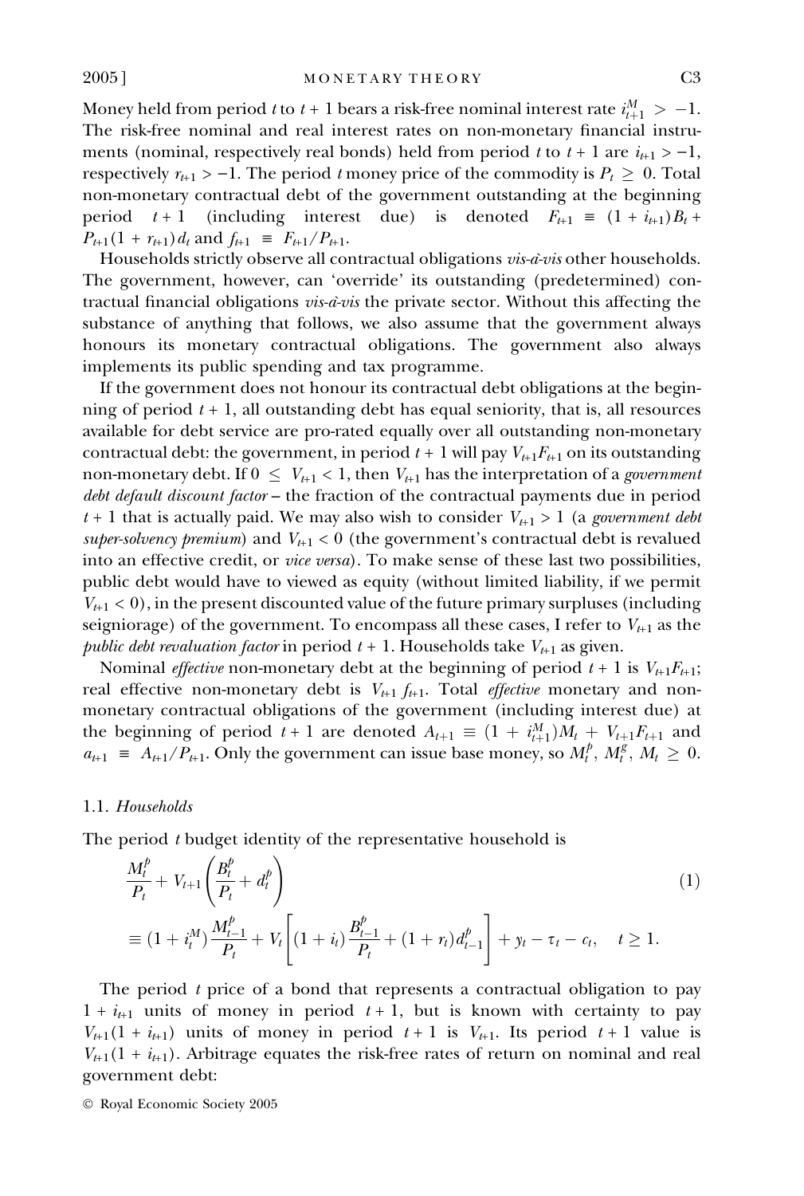Money held from period $t$ to $t+1$ bears a risk-free nominal interest rate $i^M_{t+1} > -1$. The risk-free nominal and real interest rates on non-monetary financial instruments (nominal, respectively real bonds) held from period $t$ to $t+1$ are $i_{t+1} > -1$, respectively $r_{t+1} > -1$. The period $t$ money price of the commodity is $P_t \geq 0$. Total non-monetary contractual debt of the government outstanding at the beginning period $t+1$ (including interest due) is denoted $F_{t+1} \equiv (1 + i_{t+1})B_t + P_{t+1}(1 + r_{t+1})d_t$ and $f_{t+1} \equiv F_{t+1}/P_{t+1}$.

Households strictly observe all contractual obligations *vis-à-vis* other households. The government, however, can 'override' its outstanding (predetermined) contractual financial obligations *vis-à-vis* the private sector. Without this affecting the substance of anything that follows, we also assume that the government always honours its monetary contractual obligations. The government also always implements its public spending and tax programme.

If the government does not honour its contractual debt obligations at the beginning of period $t+1$, all outstanding debt has equal seniority, that is, all resources available for debt service are pro-rated equally over all outstanding non-monetary contractual debt: the government, in period $t+1$ will pay $V_{t+1}F_{t+1}$ on its outstanding non-monetary debt. If $0 \leq V_{t+1} < 1$, then $V_{t+1}$ has the interpretation of a *government debt default discount factor* – the fraction of the contractual payments due in period $t+1$ that is actually paid. We may also wish to consider $V_{t+1} > 1$ (a *government debt super-solvency premium*) and $V_{t+1} < 0$ (the government's contractual debt is revalued into an effective credit, or *vice versa*). To make sense of these last two possibilities, public debt would have to viewed as equity (without limited liability, if we permit $V_{t+1} < 0$), in the present discounted value of the future primary surpluses (including seigniorage) of the government. To encompass all these cases, I refer to $V_{t+1}$ as the *public debt revaluation factor* in period $t+1$. Households take $V_{t+1}$ as given.

Nominal *effective* non-monetary debt at the beginning of period $t+1$ is $V_{t+1}F_{t+1}$; real effective non-monetary debt is $V_{t+1} f_{t+1}$. Total *effective* monetary and non-monetary contractual obligations of the government (including interest due) at the beginning of period $t+1$ are denoted $A_{t+1} \equiv (1 + i^M_{t+1})M_t + V_{t+1}F_{t+1}$ and $a_{t+1} \equiv A_{t+1}/P_{t+1}$. Only the government can issue base money, so $M^p_t, M^g_t, M_t \geq 0$.

### 1.1. *Households*

The period $t$ budget identity of the representative household is

$$\frac{M^p_t}{P_t} + V_{t+1}\left(\frac{B^p_t}{P_t} + d^p_t\right) \equiv (1 + i^M_t)\frac{M^p_{t-1}}{P_t} + V_t\left[(1 + i_t)\frac{B^p_{t-1}}{P_t} + (1 + r_t)d^p_{t-1}\right] + y_t - \tau_t - c_t, \quad t \geq 1. \tag{1}$$

The period $t$ price of a bond that represents a contractual obligation to pay $1 + i_{t+1}$ units of money in period $t+1$, but is known with certainty to pay $V_{t+1}(1 + i_{t+1})$ units of money in period $t+1$ is $V_{t+1}$. Its period $t+1$ value is $V_{t+1}(1 + i_{t+1})$. Arbitrage equates the risk-free rates of return on nominal and real government debt: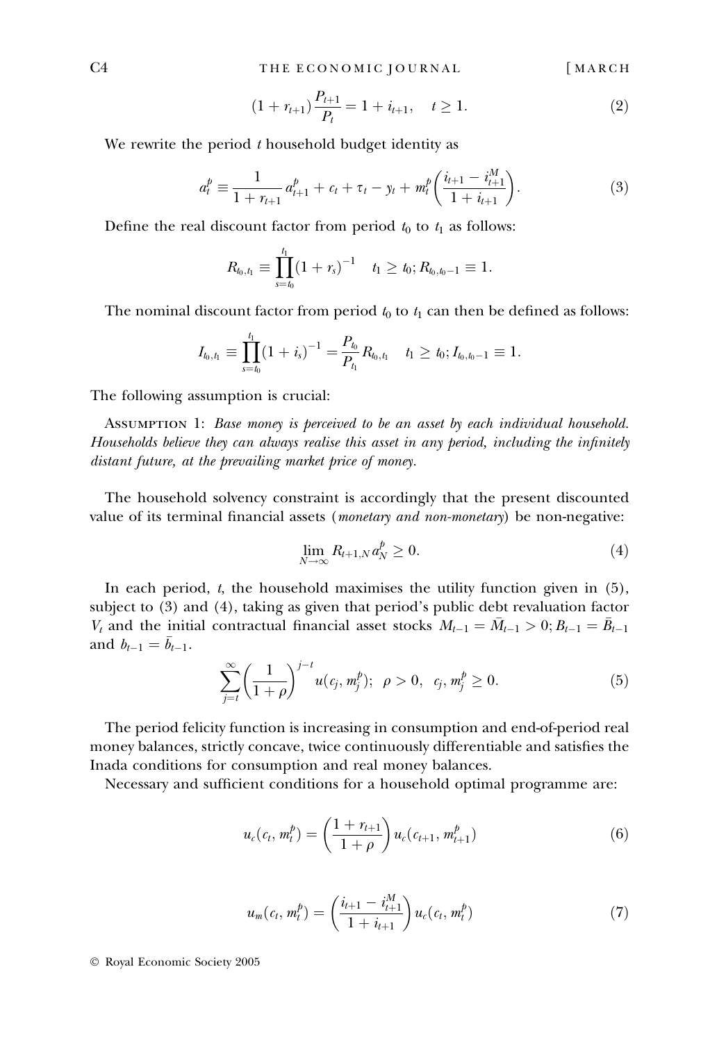$$(1 + r_{t+1})\frac{P_{t+1}}{P_t} = 1 + i_{t+1}, \quad t \geq 1. \tag{2}$$

We rewrite the period $t$ household budget identity as

$$a_t^p \equiv \frac{1}{1 + r_{t+1}} a_{t+1}^p + c_t + \tau_t - y_t + m_t^p \left( \frac{i_{t+1} - i_{t+1}^M}{1 + i_{t+1}} \right). \tag{3}$$

Define the real discount factor from period $t_0$ to $t_1$ as follows:

$$R_{t_0,t_1} \equiv \prod_{s=t_0}^{t_1} (1 + r_s)^{-1} \quad t_1 \geq t_0; R_{t_0,t_0-1} \equiv 1.$$

The nominal discount factor from period $t_0$ to $t_1$ can then be defined as follows:

$$I_{t_0,t_1} \equiv \prod_{s=t_0}^{t_1} (1 + i_s)^{-1} = \frac{P_{t_0}}{P_{t_1}} R_{t_0,t_1} \quad t_1 \geq t_0; I_{t_0,t_0-1} \equiv 1.$$

The following assumption is crucial:

Assumption 1: *Base money is perceived to be an asset by each individual household. Households believe they can always realise this asset in any period, including the infinitely distant future, at the prevailing market price of money.*

The household solvency constraint is accordingly that the present discounted value of its terminal financial assets (*monetary and non-monetary*) be non-negative:

$$\lim_{N \to \infty} R_{t+1,N} a_N^p \geq 0. \tag{4}$$

In each period, $t$, the household maximises the utility function given in (5), subject to (3) and (4), taking as given that period's public debt revaluation factor $V_t$ and the initial contractual financial asset stocks $M_{t-1} = \bar{M}_{t-1} > 0; B_{t-1} = \bar{B}_{t-1}$ and $b_{t-1} = \bar{b}_{t-1}$.

$$\sum_{j=t}^{\infty} \left( \frac{1}{1 + \rho} \right)^{j-t} u(c_j, m_j^p); \quad \rho > 0, \quad c_j, m_j^p \geq 0. \tag{5}$$

The period felicity function is increasing in consumption and end-of-period real money balances, strictly concave, twice continuously differentiable and satisfies the Inada conditions for consumption and real money balances.

Necessary and sufficient conditions for a household optimal programme are:

$$u_c(c_t, m_t^p) = \left( \frac{1 + r_{t+1}}{1 + \rho} \right) u_c(c_{t+1}, m_{t+1}^p) \tag{6}$$

$$u_m(c_t, m_t^p) = \left( \frac{i_{t+1} - i_{t+1}^M}{1 + i_{t+1}} \right) u_c(c_t, m_t^p) \tag{7}$$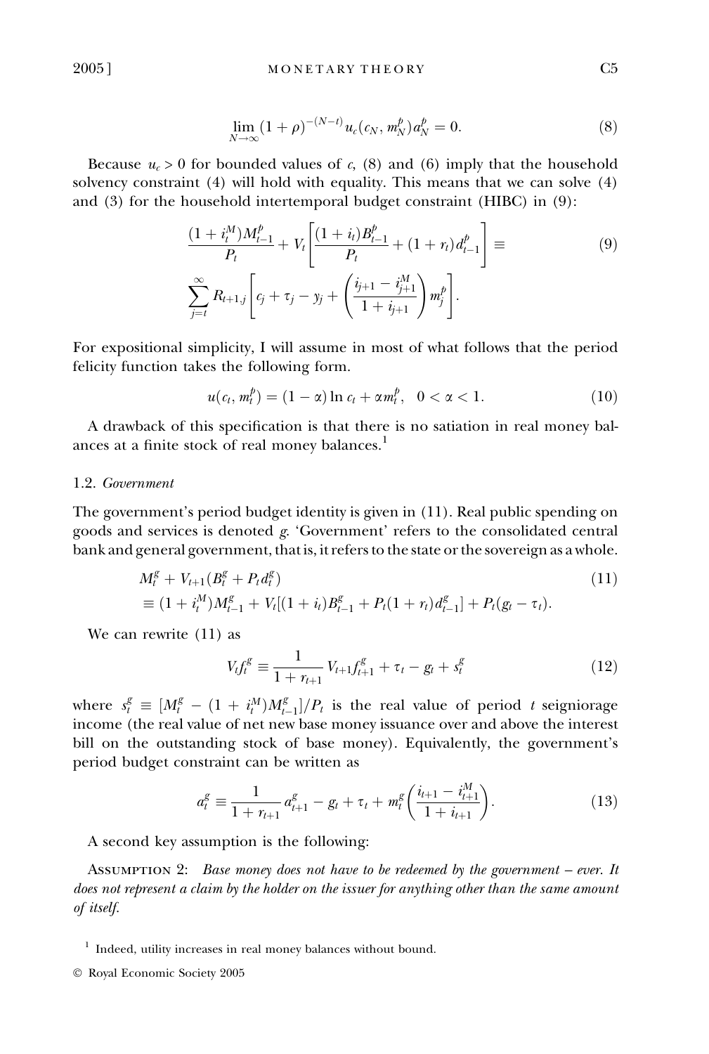$$\lim_{N \to \infty} (1+\rho)^{-(N-t)} u_c(c_N, m_N^p) a_N^p = 0. \tag{8}$$

Because $u_c > 0$ for bounded values of $c$, (8) and (6) imply that the household solvency constraint (4) will hold with equality. This means that we can solve (4) and (3) for the household intertemporal budget constraint (HIBC) in (9):

$$\frac{(1+i_t^M)M_{t-1}^p}{P_t} + V_t\left[\frac{(1+i_t)B_{t-1}^p}{P_t} + (1+r_t)d_{t-1}^p\right] \equiv \sum_{j=t}^{\infty} R_{t+1,j}\left[c_j + \tau_j - y_j + \left(\frac{i_{j+1} - i_{j+1}^M}{1+i_{j+1}}\right) m_j^p\right]. \tag{9}$$

For expositional simplicity, I will assume in most of what follows that the period felicity function takes the following form.

$$u(c_t, m_t^p) = (1-\alpha)\ln c_t + \alpha m_t^p, \quad 0 < \alpha < 1. \tag{10}$$

A drawback of this specification is that there is no satiation in real money balances at a finite stock of real money balances.[1]

### 1.2. *Government*

The government's period budget identity is given in (11). Real public spending on goods and services is denoted $g$. 'Government' refers to the consolidated central bank and general government, that is, it refers to the state or the sovereign as a whole.

$$\begin{aligned} &M_t^g + V_{t+1}(B_t^g + P_t d_t^g) \\ &\equiv (1+i_t^M)M_{t-1}^g + V_t[(1+i_t)B_{t-1}^g + P_t(1+r_t)d_{t-1}^g] + P_t(g_t - \tau_t). \end{aligned} \tag{11}$$

We can rewrite (11) as

$$V_t f_t^g \equiv \frac{1}{1+r_{t+1}} V_{t+1} f_{t+1}^g + \tau_t - g_t + s_t^g \tag{12}$$

where $s_t^g \equiv [M_t^g - (1+i_t^M)M_{t-1}^g]/P_t$ is the real value of period $t$ seigniorage income (the real value of net new base money issuance over and above the interest bill on the outstanding stock of base money). Equivalently, the government's period budget constraint can be written as

$$a_t^g \equiv \frac{1}{1+r_{t+1}} a_{t+1}^g - g_t + \tau_t + m_t^g\left(\frac{i_{t+1} - i_{t+1}^M}{1+i_{t+1}}\right). \tag{13}$$

A second key assumption is the following:

Assumption 2: *Base money does not have to be redeemed by the government – ever. It does not represent a claim by the holder on the issuer for anything other than the same amount of itself.*

[1] Indeed, utility increases in real money balances without bound.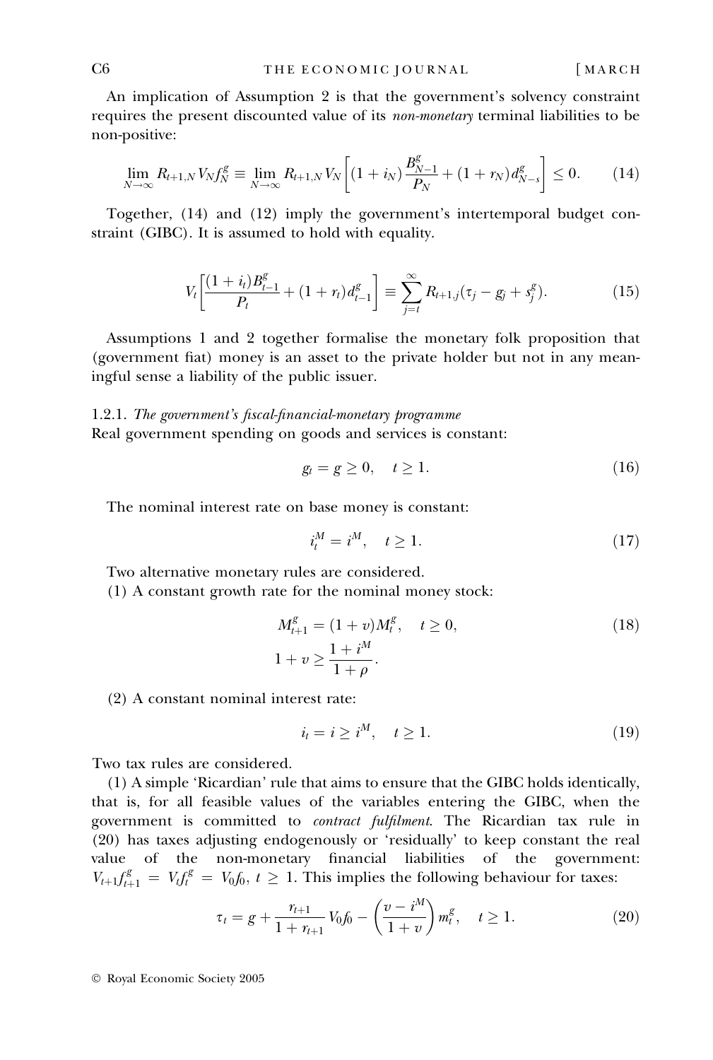An implication of Assumption 2 is that the government's solvency constraint requires the present discounted value of its *non-monetary* terminal liabilities to be non-positive:

$$\lim_{N\to\infty} R_{t+1,N} V_N f_N^g \equiv \lim_{N\to\infty} R_{t+1,N} V_N \left[ (1+i_N)\frac{B_{N-1}^g}{P_N} + (1+r_N) d_{N-s}^g \right] \leq 0. \tag{14}$$

Together, (14) and (12) imply the government's intertemporal budget constraint (GIBC). It is assumed to hold with equality.

$$V_t\left[\frac{(1+i_t)B_{t-1}^g}{P_t} + (1+r_t)d_{t-1}^g\right] \equiv \sum_{j=t}^{\infty} R_{t+1,j}(\tau_j - g_j + s_j^g). \tag{15}$$

Assumptions 1 and 2 together formalise the monetary folk proposition that (government fiat) money is an asset to the private holder but not in any meaningful sense a liability of the public issuer.

#### 1.2.1. *The government's fiscal-financial-monetary programme*

Real government spending on goods and services is constant:

$$g_t = g \geq 0, \quad t \geq 1. \tag{16}$$

The nominal interest rate on base money is constant:

$$i_t^M = i^M, \quad t \geq 1. \tag{17}$$

Two alternative monetary rules are considered.

(1) A constant growth rate for the nominal money stock:

$$M_{t+1}^g = (1+v)M_t^g, \quad t \geq 0, \tag{18}$$

$$1 + v \geq \frac{1+i^M}{1+\rho}.$$

(2) A constant nominal interest rate:

$$i_t = i \geq i^M, \quad t \geq 1. \tag{19}$$

Two tax rules are considered.

(1) A simple 'Ricardian' rule that aims to ensure that the GIBC holds identically, that is, for all feasible values of the variables entering the GIBC, when the government is committed to *contract fulfilment*. The Ricardian tax rule in (20) has taxes adjusting endogenously or 'residually' to keep constant the real value of the non-monetary financial liabilities of the government: $V_{t+1}f_{t+1}^g = V_t f_t^g = V_0 f_0$, $t \geq 1$. This implies the following behaviour for taxes:

$$\tau_t = g + \frac{r_{t+1}}{1+r_{t+1}} V_0 f_0 - \left(\frac{v - i^M}{1+v}\right) m_t^g, \quad t \geq 1. \tag{20}$$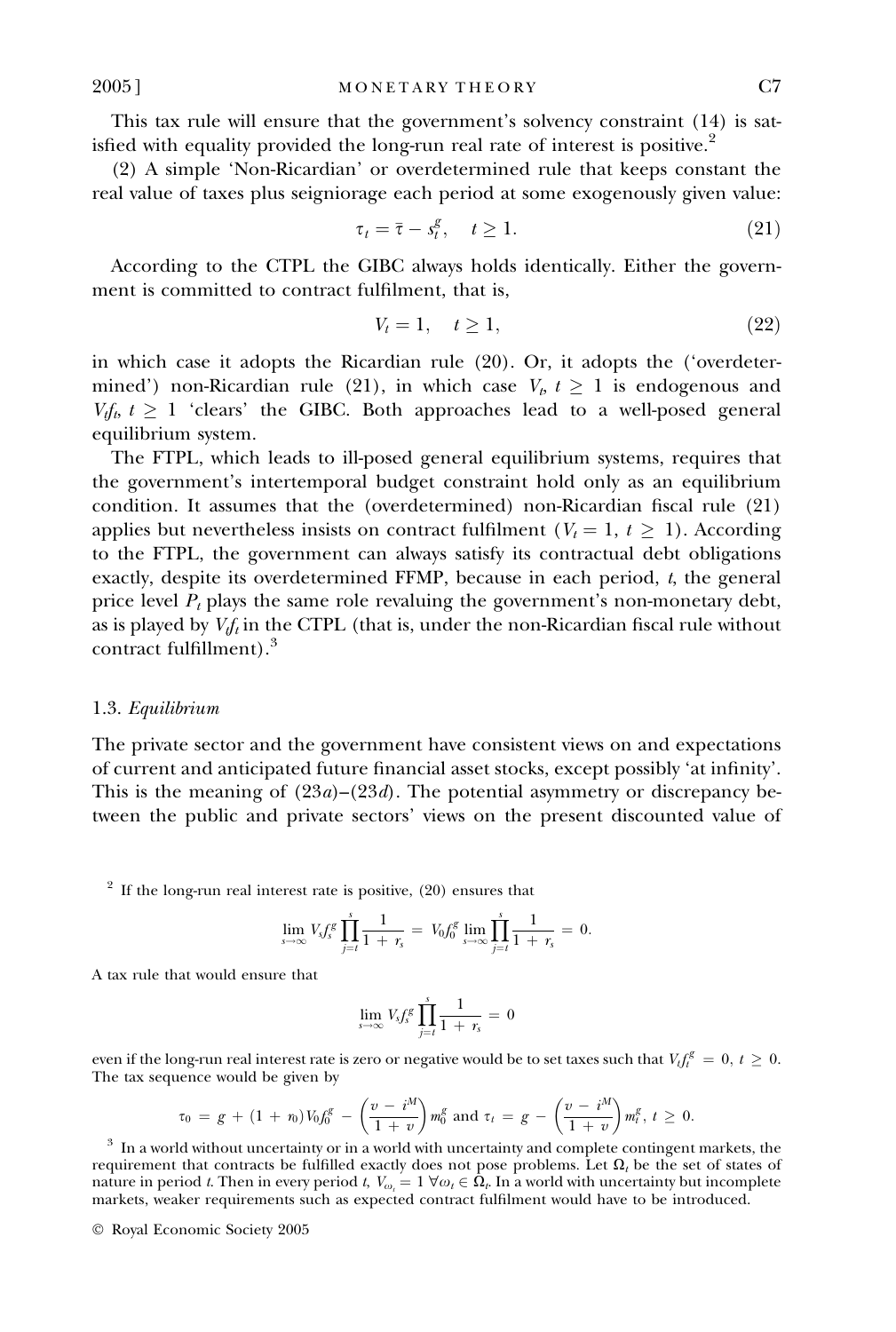This tax rule will ensure that the government's solvency constraint (14) is satisfied with equality provided the long-run real rate of interest is positive.[2]

(2) A simple 'Non-Ricardian' or overdetermined rule that keeps constant the real value of taxes plus seigniorage each period at some exogenously given value:

$$\tau_t = \bar{\tau} - s_t^g, \quad t \geq 1. \tag{21}$$

According to the CTPL the GIBC always holds identically. Either the government is committed to contract fulfilment, that is,

$$V_t = 1, \quad t \geq 1, \tag{22}$$

in which case it adopts the Ricardian rule (20). Or, it adopts the ('overdetermined') non-Ricardian rule (21), in which case $V_t$, $t \geq 1$ is endogenous and $V_t f_t$, $t \geq 1$ 'clears' the GIBC. Both approaches lead to a well-posed general equilibrium system.

The FTPL, which leads to ill-posed general equilibrium systems, requires that the government's intertemporal budget constraint hold only as an equilibrium condition. It assumes that the (overdetermined) non-Ricardian fiscal rule (21) applies but nevertheless insists on contract fulfilment ($V_t = 1$, $t \geq 1$). According to the FTPL, the government can always satisfy its contractual debt obligations exactly, despite its overdetermined FFMP, because in each period, $t$, the general price level $P_t$ plays the same role revaluing the government's non-monetary debt, as is played by $V_t f_t$ in the CTPL (that is, under the non-Ricardian fiscal rule without contract fulfillment).[3]

### 1.3. *Equilibrium*

The private sector and the government have consistent views on and expectations of current and anticipated future financial asset stocks, except possibly 'at infinity'. This is the meaning of (23*a*)–(23*d*). The potential asymmetry or discrepancy between the public and private sectors' views on the present discounted value of

---

[2] If the long-run real interest rate is positive, (20) ensures that

$$\lim_{s\to\infty} V_s f_s^g \prod_{j=t}^{s} \frac{1}{1+r_s} = V_0 f_0^g \lim_{s\to\infty} \prod_{j=t}^{s} \frac{1}{1+r_s} = 0.$$

A tax rule that would ensure that

$$\lim_{s\to\infty} V_s f_s^g \prod_{j=t}^{s} \frac{1}{1+r_s} = 0$$

even if the long-run real interest rate is zero or negative would be to set taxes such that $V_t f_t^g = 0$, $t \geq 0$. The tax sequence would be given by

$$\tau_0 = g + (1 + r_0) V_0 f_0^g - \left(\frac{v - i^M}{1 + v}\right) m_0^g \text{ and } \tau_t = g - \left(\frac{v - i^M}{1 + v}\right) m_t^g,\ t \geq 0.$$

[3] In a world without uncertainty or in a world with uncertainty and complete contingent markets, the requirement that contracts be fulfilled exactly does not pose problems. Let $\Omega_t$ be the set of states of nature in period $t$. Then in every period $t$, $V_{\omega_t} = 1\ \forall \omega_t \in \Omega_t$. In a world with uncertainty but incomplete markets, weaker requirements such as expected contract fulfilment would have to be introduced.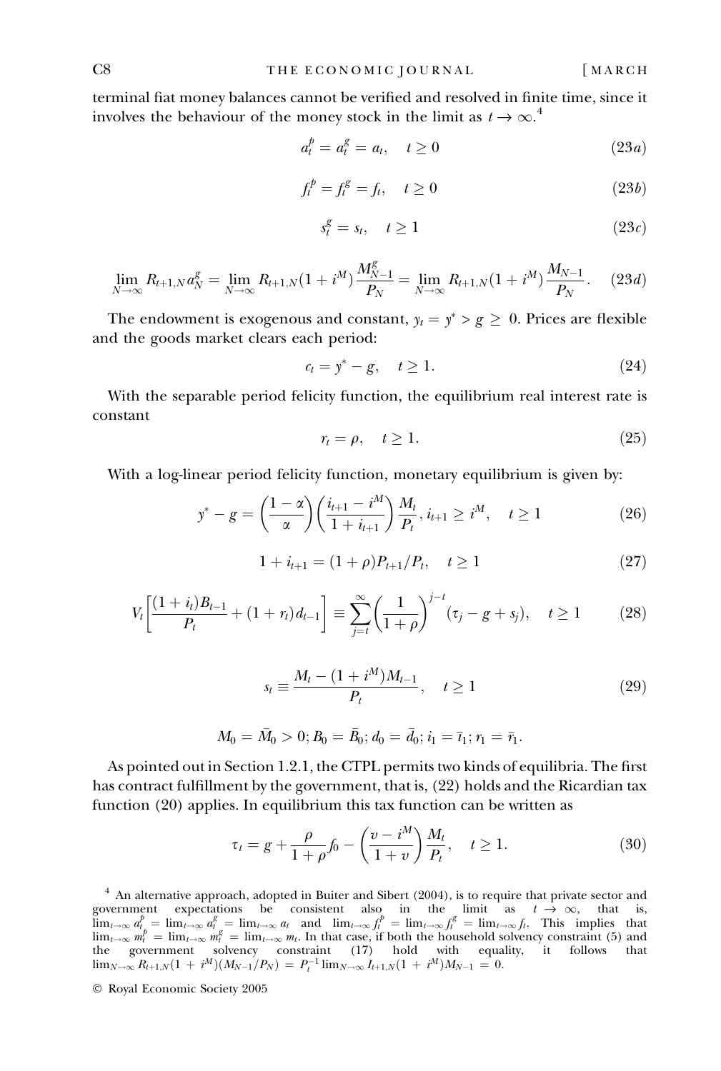terminal fiat money balances cannot be verified and resolved in finite time, since it involves the behaviour of the money stock in the limit as $t \to \infty$.[4]

$$a_t^p = a_t^g = a_t, \quad t \geq 0 \tag{23a}$$

$$f_t^p = f_t^g = f_t, \quad t \geq 0 \tag{23b}$$

$$s_t^g = s_t, \quad t \geq 1 \tag{23c}$$

$$\lim_{N \to \infty} R_{t+1,N} a_N^g = \lim_{N \to \infty} R_{t+1,N}(1+i^M)\frac{M_{N-1}^g}{P_N} = \lim_{N \to \infty} R_{t+1,N}(1+i^M)\frac{M_{N-1}}{P_N}. \tag{23d}$$

The endowment is exogenous and constant, $y_t = y^* > g \geq 0$. Prices are flexible and the goods market clears each period:

$$c_t = y^* - g, \quad t \geq 1. \tag{24}$$

With the separable period felicity function, the equilibrium real interest rate is constant

$$r_t = \rho, \quad t \geq 1. \tag{25}$$

With a log-linear period felicity function, monetary equilibrium is given by:

$$y^* - g = \left(\frac{1-\alpha}{\alpha}\right)\left(\frac{i_{t+1} - i^M}{1+i_{t+1}}\right)\frac{M_t}{P_t}, i_{t+1} \geq i^M, \quad t \geq 1 \tag{26}$$

$$1 + i_{t+1} = (1+\rho)P_{t+1}/P_t, \quad t \geq 1 \tag{27}$$

$$V_t\left[\frac{(1+i_t)B_{t-1}}{P_t} + (1+r_t)d_{t-1}\right] \equiv \sum_{j=t}^{\infty}\left(\frac{1}{1+\rho}\right)^{j-t}(\tau_j - g + s_j), \quad t \geq 1 \tag{28}$$

$$s_t \equiv \frac{M_t - (1+i^M)M_{t-1}}{P_t}, \quad t \geq 1 \tag{29}$$

$$M_0 = \bar{M}_0 > 0; B_0 = \bar{B}_0; d_0 = \bar{d}_0; i_1 = \bar{\imath}_1; r_1 = \bar{r}_1.$$

As pointed out in Section 1.2.1, the CTPL permits two kinds of equilibria. The first has contract fulfillment by the government, that is, (22) holds and the Ricardian tax function (20) applies. In equilibrium this tax function can be written as

$$\tau_t = g + \frac{\rho}{1+\rho}f_0 - \left(\frac{v - i^M}{1+v}\right)\frac{M_t}{P_t}, \quad t \geq 1. \tag{30}$$

[4] An alternative approach, adopted in Buiter and Sibert (2004), is to require that private sector and government expectations be consistent also in the limit as $t \to \infty$, that is, $\lim_{t\to\infty} a_t^p = \lim_{t\to\infty} a_t^g = \lim_{t\to\infty} a_t$ and $\lim_{t\to\infty} f_t^p = \lim_{t\to\infty} f_t^g = \lim_{t\to\infty} f_t$. This implies that $\lim_{t\to\infty} m_t^p = \lim_{t\to\infty} m_t^g = \lim_{t\to\infty} m_t$. In that case, if both the household solvency constraint (5) and the government solvency constraint (17) hold with equality, it follows that $\lim_{N\to\infty} R_{t+1,N}(1+i^M)(M_{N-1}/P_N) = P_t^{-1}\lim_{N\to\infty} I_{t+1,N}(1+i^M)M_{N-1} = 0$.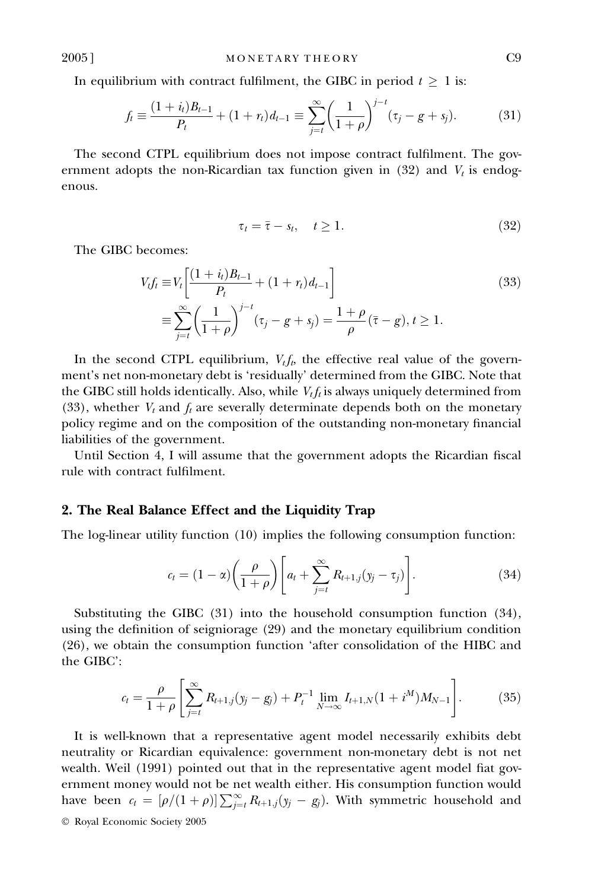In equilibrium with contract fulfilment, the GIBC in period $t \geq 1$ is:

$$f_t \equiv \frac{(1+i_t)B_{t-1}}{P_t} + (1+r_t)d_{t-1} \equiv \sum_{j=t}^{\infty}\left(\frac{1}{1+\rho}\right)^{j-t}(\tau_j - g + s_j). \tag{31}$$

The second CTPL equilibrium does not impose contract fulfilment. The government adopts the non-Ricardian tax function given in (32) and $V_t$ is endogenous.

$$\tau_t = \bar{\tau} - s_t, \quad t \geq 1. \tag{32}$$

The GIBC becomes:

$$\begin{aligned} V_t f_t &\equiv V_t\left[\frac{(1+i_t)B_{t-1}}{P_t} + (1+r_t)d_{t-1}\right] \\ &\equiv \sum_{j=t}^{\infty}\left(\frac{1}{1+\rho}\right)^{j-t}(\tau_j - g + s_j) = \frac{1+\rho}{\rho}(\bar{\tau} - g), t \geq 1. \end{aligned} \tag{33}$$

In the second CTPL equilibrium, $V_t f_t$, the effective real value of the government's net non-monetary debt is 'residually' determined from the GIBC. Note that the GIBC still holds identically. Also, while $V_t f_t$ is always uniquely determined from (33), whether $V_t$ and $f_t$ are severally determinate depends both on the monetary policy regime and on the composition of the outstanding non-monetary financial liabilities of the government.

Until Section 4, I will assume that the government adopts the Ricardian fiscal rule with contract fulfilment.

## 2. The Real Balance Effect and the Liquidity Trap

The log-linear utility function (10) implies the following consumption function:

$$c_t = (1-\alpha)\left(\frac{\rho}{1+\rho}\right)\left[a_t + \sum_{j=t}^{\infty} R_{t+1,j}(y_j - \tau_j)\right]. \tag{34}$$

Substituting the GIBC (31) into the household consumption function (34), using the definition of seigniorage (29) and the monetary equilibrium condition (26), we obtain the consumption function 'after consolidation of the HIBC and the GIBC':

$$c_t = \frac{\rho}{1+\rho}\left[\sum_{j=t}^{\infty} R_{t+1,j}(y_j - g_j) + P_t^{-1}\lim_{N\to\infty} I_{t+1,N}(1+i^M)M_{N-1}\right]. \tag{35}$$

It is well-known that a representative agent model necessarily exhibits debt neutrality or Ricardian equivalence: government non-monetary debt is not net wealth. Weil (1991) pointed out that in the representative agent model fiat government money would not be net wealth either. His consumption function would have been $c_t = [\rho/(1+\rho)]\sum_{j=t}^{\infty} R_{t+1,j}(y_j - g_j)$. With symmetric household and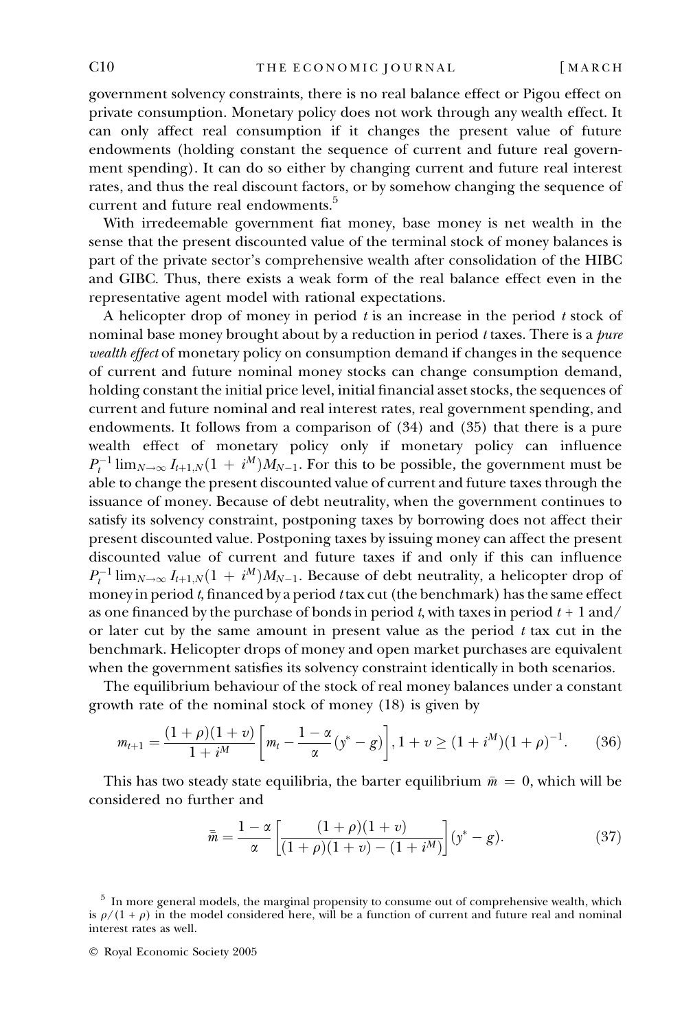government solvency constraints, there is no real balance effect or Pigou effect on private consumption. Monetary policy does not work through any wealth effect. It can only affect real consumption if it changes the present value of future endowments (holding constant the sequence of current and future real government spending). It can do so either by changing current and future real interest rates, and thus the real discount factors, or by somehow changing the sequence of current and future real endowments.[5]

With irredeemable government fiat money, base money is net wealth in the sense that the present discounted value of the terminal stock of money balances is part of the private sector's comprehensive wealth after consolidation of the HIBC and GIBC. Thus, there exists a weak form of the real balance effect even in the representative agent model with rational expectations.

A helicopter drop of money in period $t$ is an increase in the period $t$ stock of nominal base money brought about by a reduction in period $t$ taxes. There is a *pure wealth effect* of monetary policy on consumption demand if changes in the sequence of current and future nominal money stocks can change consumption demand, holding constant the initial price level, initial financial asset stocks, the sequences of current and future nominal and real interest rates, real government spending, and endowments. It follows from a comparison of (34) and (35) that there is a pure wealth effect of monetary policy only if monetary policy can influence $P_t^{-1}\lim_{N\to\infty} I_{t+1,N}(1+i^M)M_{N-1}$. For this to be possible, the government must be able to change the present discounted value of current and future taxes through the issuance of money. Because of debt neutrality, when the government continues to satisfy its solvency constraint, postponing taxes by borrowing does not affect their present discounted value. Postponing taxes by issuing money can affect the present discounted value of current and future taxes if and only if this can influence $P_t^{-1}\lim_{N\to\infty} I_{t+1,N}(1+i^M)M_{N-1}$. Because of debt neutrality, a helicopter drop of money in period $t$, financed by a period $t$ tax cut (the benchmark) has the same effect as one financed by the purchase of bonds in period $t$, with taxes in period $t+1$ and/or later cut by the same amount in present value as the period $t$ tax cut in the benchmark. Helicopter drops of money and open market purchases are equivalent when the government satisfies its solvency constraint identically in both scenarios.

The equilibrium behaviour of the stock of real money balances under a constant growth rate of the nominal stock of money (18) is given by

$$m_{t+1} = \frac{(1+\rho)(1+v)}{1+i^M}\left[m_t - \frac{1-\alpha}{\alpha}(y^* - g)\right], 1+v \geq (1+i^M)(1+\rho)^{-1}. \tag{36}$$

This has two steady state equilibria, the barter equilibrium $\bar{m} = 0$, which will be considered no further and

$$\bar{\bar{m}} = \frac{1-\alpha}{\alpha}\left[\frac{(1+\rho)(1+v)}{(1+\rho)(1+v)-(1+i^M)}\right](y^* - g). \tag{37}$$

[5] In more general models, the marginal propensity to consume out of comprehensive wealth, which is $\rho/(1+\rho)$ in the model considered here, will be a function of current and future real and nominal interest rates as well.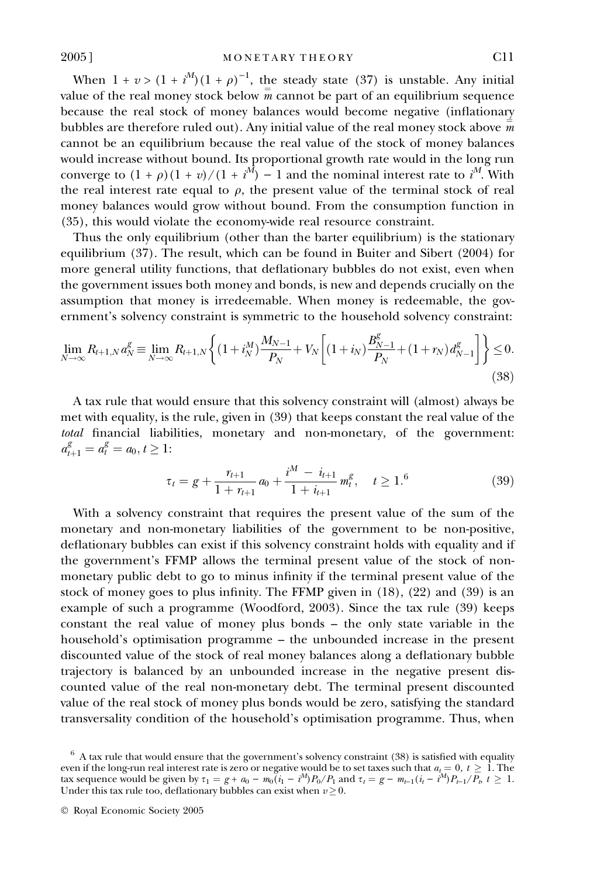When $1 + v > (1 + i^M)(1 + \rho)^{-1}$, the steady state (37) is unstable. Any initial value of the real money stock below $\bar{\bar{m}}$ cannot be part of an equilibrium sequence because the real stock of money balances would become negative (inflationary bubbles are therefore ruled out). Any initial value of the real money stock above $\bar{\bar{m}}$ cannot be an equilibrium because the real value of the stock of money balances would increase without bound. Its proportional growth rate would in the long run converge to $(1 + \rho)(1 + v)/(1 + i^M) - 1$ and the nominal interest rate to $i^M$. With the real interest rate equal to $\rho$, the present value of the terminal stock of real money balances would grow without bound. From the consumption function in (35), this would violate the economy-wide real resource constraint.

Thus the only equilibrium (other than the barter equilibrium) is the stationary equilibrium (37). The result, which can be found in Buiter and Sibert (2004) for more general utility functions, that deflationary bubbles do not exist, even when the government issues both money and bonds, is new and depends crucially on the assumption that money is irredeemable. When money is redeemable, the government's solvency constraint is symmetric to the household solvency constraint:

$$\lim_{N\to\infty} R_{t+1,N}\, a_N^g \equiv \lim_{N\to\infty} R_{t+1,N}\left\{(1+i_N^M)\frac{M_{N-1}}{P_N} + V_N\left[(1+i_N)\frac{B_{N-1}^g}{P_N} + (1+r_N)d_{N-1}^g\right]\right\} \le 0. \tag{38}$$

A tax rule that would ensure that this solvency constraint will (almost) always be met with equality, is the rule, given in (39) that keeps constant the real value of the *total* financial liabilities, monetary and non-monetary, of the government: $a_{t+1}^g = a_t^g = a_0,\ t \ge 1$:

$$\tau_t = g + \frac{r_{t+1}}{1 + r_{t+1}}a_0 + \frac{i^M - i_{t+1}}{1 + i_{t+1}}m_t^g, \quad t \ge 1.^6 \tag{39}$$

With a solvency constraint that requires the present value of the sum of the monetary and non-monetary liabilities of the government to be non-positive, deflationary bubbles can exist if this solvency constraint holds with equality and if the government's FFMP allows the terminal present value of the stock of non-monetary public debt to go to minus infinity if the terminal present value of the stock of money goes to plus infinity. The FFMP given in (18), (22) and (39) is an example of such a programme (Woodford, 2003). Since the tax rule (39) keeps constant the real value of money plus bonds – the only state variable in the household's optimisation programme – the unbounded increase in the present discounted value of the stock of real money balances along a deflationary bubble trajectory is balanced by an unbounded increase in the negative present discounted value of the real non-monetary debt. The terminal present discounted value of the real stock of money plus bonds would be zero, satisfying the standard transversality condition of the household's optimisation programme. Thus, when

[6] A tax rule that would ensure that the government's solvency constraint (38) is satisfied with equality even if the long-run real interest rate is zero or negative would be to set taxes such that $a_t = 0,\ t \ge 1$. The tax sequence would be given by $\tau_1 = g + a_0 - m_0(i_1 - i^M)P_0/P_1$ and $\tau_t = g - m_{t-1}(i_t - i^M)P_{t-1}/P_t,\ t \ge 1$. Under this tax rule too, deflationary bubbles can exist when $v \ge 0$.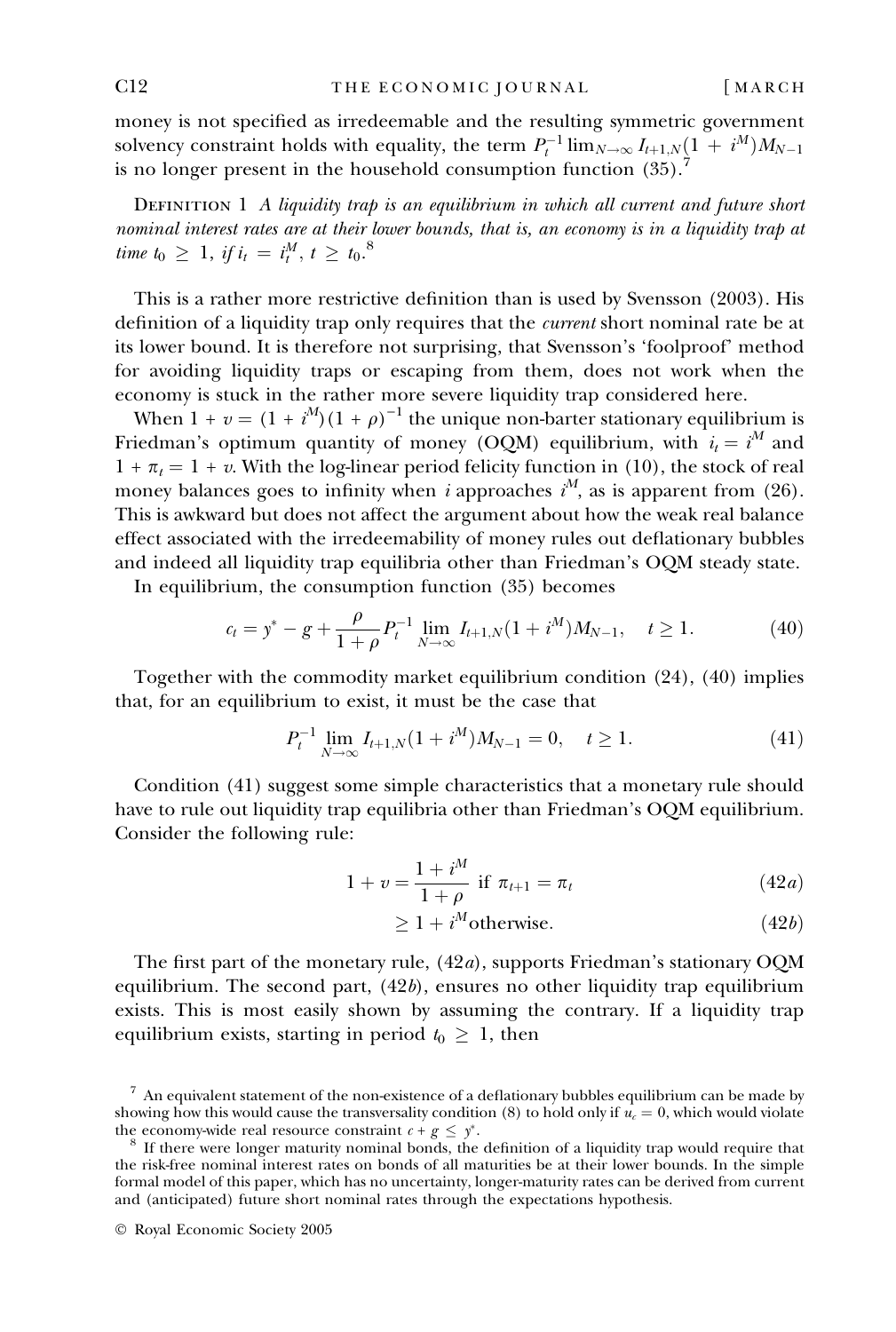money is not specified as irredeemable and the resulting symmetric government solvency constraint holds with equality, the term $P_t^{-1} \lim_{N\to\infty} I_{t+1,N}(1 + i^M)M_{N-1}$ is no longer present in the household consumption function (35).[7]

DEFINITION 1 *A liquidity trap is an equilibrium in which all current and future short nominal interest rates are at their lower bounds, that is, an economy is in a liquidity trap at time* $t_0 \geq 1$, *if* $i_t = i_t^M$, $t \geq t_0$.[8]

This is a rather more restrictive definition than is used by Svensson (2003). His definition of a liquidity trap only requires that the *current* short nominal rate be at its lower bound. It is therefore not surprising, that Svensson's 'foolproof' method for avoiding liquidity traps or escaping from them, does not work when the economy is stuck in the rather more severe liquidity trap considered here.

When $1 + v = (1 + i^M)(1 + \rho)^{-1}$ the unique non-barter stationary equilibrium is Friedman's optimum quantity of money (OQM) equilibrium, with $i_t = i^M$ and $1 + \pi_t = 1 + v$. With the log-linear period felicity function in (10), the stock of real money balances goes to infinity when $i$ approaches $i^M$, as is apparent from (26). This is awkward but does not affect the argument about how the weak real balance effect associated with the irredeemability of money rules out deflationary bubbles and indeed all liquidity trap equilibria other than Friedman's OQM steady state.

In equilibrium, the consumption function (35) becomes

$$c_t = y^* - g + \frac{\rho}{1+\rho} P_t^{-1} \lim_{N\to\infty} I_{t+1,N}(1 + i^M)M_{N-1}, \quad t \geq 1. \tag{40}$$

Together with the commodity market equilibrium condition (24), (40) implies that, for an equilibrium to exist, it must be the case that

$$P_t^{-1} \lim_{N\to\infty} I_{t+1,N}(1 + i^M)M_{N-1} = 0, \quad t \geq 1. \tag{41}$$

Condition (41) suggest some simple characteristics that a monetary rule should have to rule out liquidity trap equilibria other than Friedman's OQM equilibrium. Consider the following rule:

$$1 + v = \frac{1 + i^M}{1 + \rho} \text{ if } \pi_{t+1} = \pi_t \tag{42a}$$

$$\geq 1 + i^M \text{otherwise.} \tag{42b}$$

The first part of the monetary rule, (42*a*), supports Friedman's stationary OQM equilibrium. The second part, (42*b*), ensures no other liquidity trap equilibrium exists. This is most easily shown by assuming the contrary. If a liquidity trap equilibrium exists, starting in period $t_0 \geq 1$, then

[7] An equivalent statement of the non-existence of a deflationary bubbles equilibrium can be made by showing how this would cause the transversality condition (8) to hold only if $u_c = 0$, which would violate the economy-wide real resource constraint $c + g \leq y^*$.

[8] If there were longer maturity nominal bonds, the definition of a liquidity trap would require that the risk-free nominal interest rates on bonds of all maturities be at their lower bounds. In the simple formal model of this paper, which has no uncertainty, longer-maturity rates can be derived from current and (anticipated) future short nominal rates through the expectations hypothesis.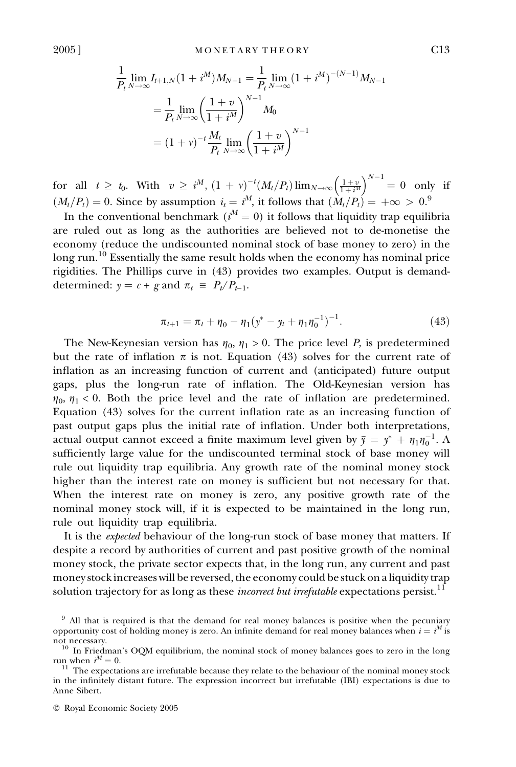$$\frac{1}{P_t}\lim_{N\to\infty} I_{t+1,N}(1+i^M)M_{N-1} = \frac{1}{P_t}\lim_{N\to\infty}(1+i^M)^{-(N-1)}M_{N-1}$$

$$= \frac{1}{P_t}\lim_{N\to\infty}\left(\frac{1+v}{1+i^M}\right)^{N-1} M_0$$

$$= (1+v)^{-t}\frac{M_t}{P_t}\lim_{N\to\infty}\left(\frac{1+v}{1+i^M}\right)^{N-1}$$

for all $t \geq t_0$. With $v \geq i^M$, $(1+v)^{-t}(M_t/P_t)\lim_{N\to\infty}\left(\frac{1+v}{1+i^M}\right)^{N-1} = 0$ only if $(M_t/P_t) = 0$. Since by assumption $i_t = i^M$, it follows that $(M_t/P_t) = +\infty > 0$.[9]

In the conventional benchmark ($i^M = 0$) it follows that liquidity trap equilibria are ruled out as long as the authorities are believed not to de-monetise the economy (reduce the undiscounted nominal stock of base money to zero) in the long run.[10] Essentially the same result holds when the economy has nominal price rigidities. The Phillips curve in (43) provides two examples. Output is demand-determined: $y = c + g$ and $\pi_t \equiv P_t/P_{t-1}$.

$$\pi_{t+1} = \pi_t + \eta_0 - \eta_1(y^* - y_t + \eta_1\eta_0^{-1})^{-1}. \tag{43}$$

The New-Keynesian version has $\eta_0, \eta_1 > 0$. The price level $P_t$ is predetermined but the rate of inflation $\pi$ is not. Equation (43) solves for the current rate of inflation as an increasing function of current and (anticipated) future output gaps, plus the long-run rate of inflation. The Old-Keynesian version has $\eta_0, \eta_1 < 0$. Both the price level and the rate of inflation are predetermined. Equation (43) solves for the current inflation rate as an increasing function of past output gaps plus the initial rate of inflation. Under both interpretations, actual output cannot exceed a finite maximum level given by $\bar{y} = y^* + \eta_1\eta_0^{-1}$. A sufficiently large value for the undiscounted terminal stock of base money will rule out liquidity trap equilibria. Any growth rate of the nominal money stock higher than the interest rate on money is sufficient but not necessary for that. When the interest rate on money is zero, any positive growth rate of the nominal money stock will, if it is expected to be maintained in the long run, rule out liquidity trap equilibria.

It is the *expected* behaviour of the long-run stock of base money that matters. If despite a record by authorities of current and past positive growth of the nominal money stock, the private sector expects that, in the long run, any current and past money stock increases will be reversed, the economy could be stuck on a liquidity trap solution trajectory for as long as these *incorrect but irrefutable* expectations persist.[11]

---

[9] All that is required is that the demand for real money balances is positive when the pecuniary opportunity cost of holding money is zero. An infinite demand for real money balances when $i = i^M$ is not necessary.

[10] In Friedman's OQM equilibrium, the nominal stock of money balances goes to zero in the long run when $i^M = 0$.

[11] The expectations are irrefutable because they relate to the behaviour of the nominal money stock in the infinitely distant future. The expression incorrect but irrefutable (IBI) expectations is due to Anne Sibert.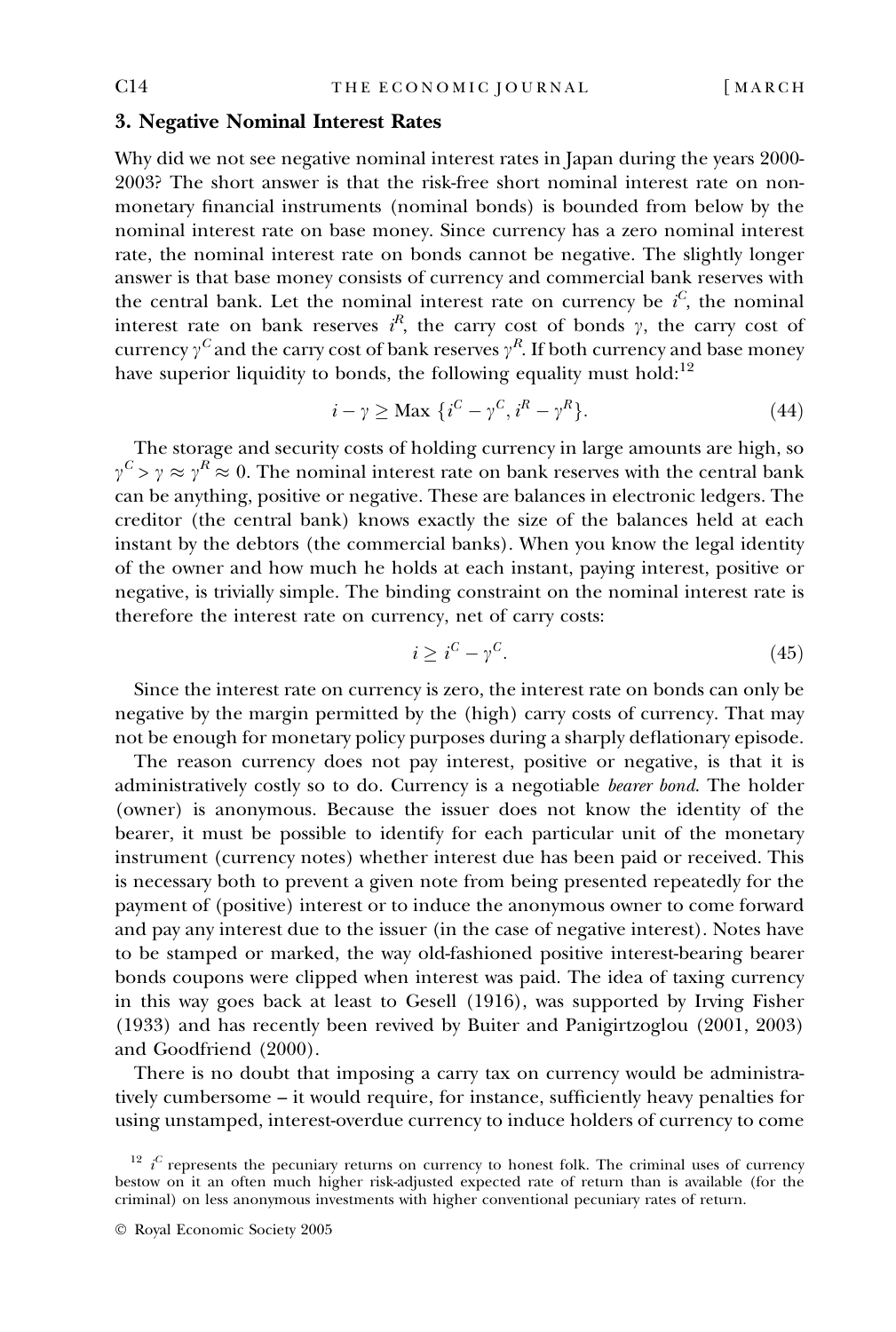## 3. Negative Nominal Interest Rates

Why did we not see negative nominal interest rates in Japan during the years 2000-2003? The short answer is that the risk-free short nominal interest rate on non-monetary financial instruments (nominal bonds) is bounded from below by the nominal interest rate on base money. Since currency has a zero nominal interest rate, the nominal interest rate on bonds cannot be negative. The slightly longer answer is that base money consists of currency and commercial bank reserves with the central bank. Let the nominal interest rate on currency be $i^C$, the nominal interest rate on bank reserves $i^R$, the carry cost of bonds $\gamma$, the carry cost of currency $\gamma^C$ and the carry cost of bank reserves $\gamma^R$. If both currency and base money have superior liquidity to bonds, the following equality must hold:[12]

$$i - \gamma \geq \text{Max}\ \{i^C - \gamma^C, i^R - \gamma^R\}. \tag{44}$$

The storage and security costs of holding currency in large amounts are high, so $\gamma^C > \gamma \approx \gamma^R \approx 0$. The nominal interest rate on bank reserves with the central bank can be anything, positive or negative. These are balances in electronic ledgers. The creditor (the central bank) knows exactly the size of the balances held at each instant by the debtors (the commercial banks). When you know the legal identity of the owner and how much he holds at each instant, paying interest, positive or negative, is trivially simple. The binding constraint on the nominal interest rate is therefore the interest rate on currency, net of carry costs:

$$i \geq i^C - \gamma^C. \tag{45}$$

Since the interest rate on currency is zero, the interest rate on bonds can only be negative by the margin permitted by the (high) carry costs of currency. That may not be enough for monetary policy purposes during a sharply deflationary episode.

The reason currency does not pay interest, positive or negative, is that it is administratively costly so to do. Currency is a negotiable *bearer bond*. The holder (owner) is anonymous. Because the issuer does not know the identity of the bearer, it must be possible to identify for each particular unit of the monetary instrument (currency notes) whether interest due has been paid or received. This is necessary both to prevent a given note from being presented repeatedly for the payment of (positive) interest or to induce the anonymous owner to come forward and pay any interest due to the issuer (in the case of negative interest). Notes have to be stamped or marked, the way old-fashioned positive interest-bearing bearer bonds coupons were clipped when interest was paid. The idea of taxing currency in this way goes back at least to Gesell (1916), was supported by Irving Fisher (1933) and has recently been revived by Buiter and Panigirtzoglou (2001, 2003) and Goodfriend (2000).

There is no doubt that imposing a carry tax on currency would be administratively cumbersome – it would require, for instance, sufficiently heavy penalties for using unstamped, interest-overdue currency to induce holders of currency to come

---

[12] $i^C$ represents the pecuniary returns on currency to honest folk. The criminal uses of currency bestow on it an often much higher risk-adjusted expected rate of return than is available (for the criminal) on less anonymous investments with higher conventional pecuniary rates of return.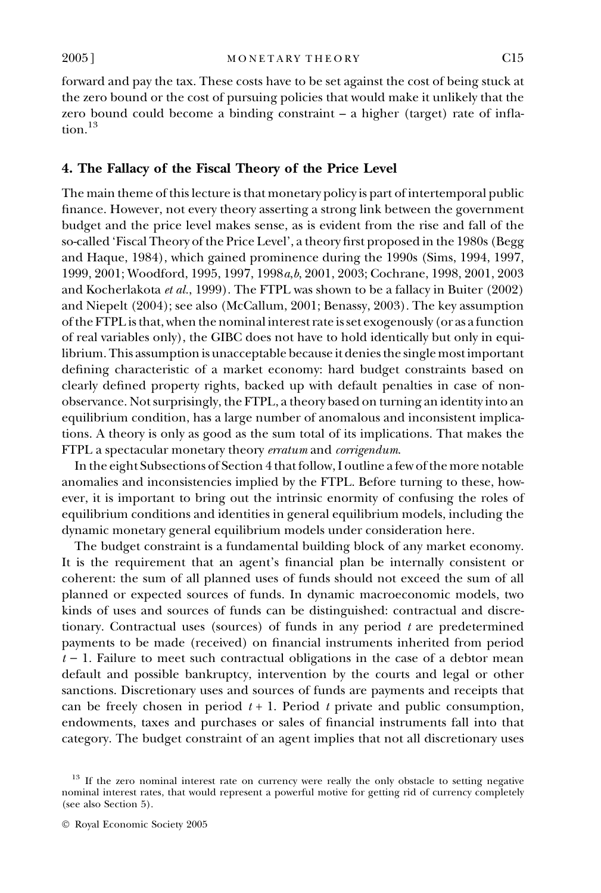forward and pay the tax. These costs have to be set against the cost of being stuck at the zero bound or the cost of pursuing policies that would make it unlikely that the zero bound could become a binding constraint – a higher (target) rate of inflation.[13]

## 4. The Fallacy of the Fiscal Theory of the Price Level

The main theme of this lecture is that monetary policy is part of intertemporal public finance. However, not every theory asserting a strong link between the government budget and the price level makes sense, as is evident from the rise and fall of the so-called 'Fiscal Theory of the Price Level', a theory first proposed in the 1980s (Begg and Haque, 1984), which gained prominence during the 1990s (Sims, 1994, 1997, 1999, 2001; Woodford, 1995, 1997, 1998*a*,*b*, 2001, 2003; Cochrane, 1998, 2001, 2003 and Kocherlakota *et al.*, 1999). The FTPL was shown to be a fallacy in Buiter (2002) and Niepelt (2004); see also (McCallum, 2001; Benassy, 2003). The key assumption of the FTPL is that, when the nominal interest rate is set exogenously (or as a function of real variables only), the GIBC does not have to hold identically but only in equilibrium. This assumption is unacceptable because it denies the single most important defining characteristic of a market economy: hard budget constraints based on clearly defined property rights, backed up with default penalties in case of non-observance. Not surprisingly, the FTPL, a theory based on turning an identity into an equilibrium condition, has a large number of anomalous and inconsistent implications. A theory is only as good as the sum total of its implications. That makes the FTPL a spectacular monetary theory *erratum* and *corrigendum*.

In the eight Subsections of Section 4 that follow, I outline a few of the more notable anomalies and inconsistencies implied by the FTPL. Before turning to these, however, it is important to bring out the intrinsic enormity of confusing the roles of equilibrium conditions and identities in general equilibrium models, including the dynamic monetary general equilibrium models under consideration here.

The budget constraint is a fundamental building block of any market economy. It is the requirement that an agent's financial plan be internally consistent or coherent: the sum of all planned uses of funds should not exceed the sum of all planned or expected sources of funds. In dynamic macroeconomic models, two kinds of uses and sources of funds can be distinguished: contractual and discretionary. Contractual uses (sources) of funds in any period $t$ are predetermined payments to be made (received) on financial instruments inherited from period $t - 1$. Failure to meet such contractual obligations in the case of a debtor mean default and possible bankruptcy, intervention by the courts and legal or other sanctions. Discretionary uses and sources of funds are payments and receipts that can be freely chosen in period $t + 1$. Period $t$ private and public consumption, endowments, taxes and purchases or sales of financial instruments fall into that category. The budget constraint of an agent implies that not all discretionary uses

[13] If the zero nominal interest rate on currency were really the only obstacle to setting negative nominal interest rates, that would represent a powerful motive for getting rid of currency completely (see also Section 5).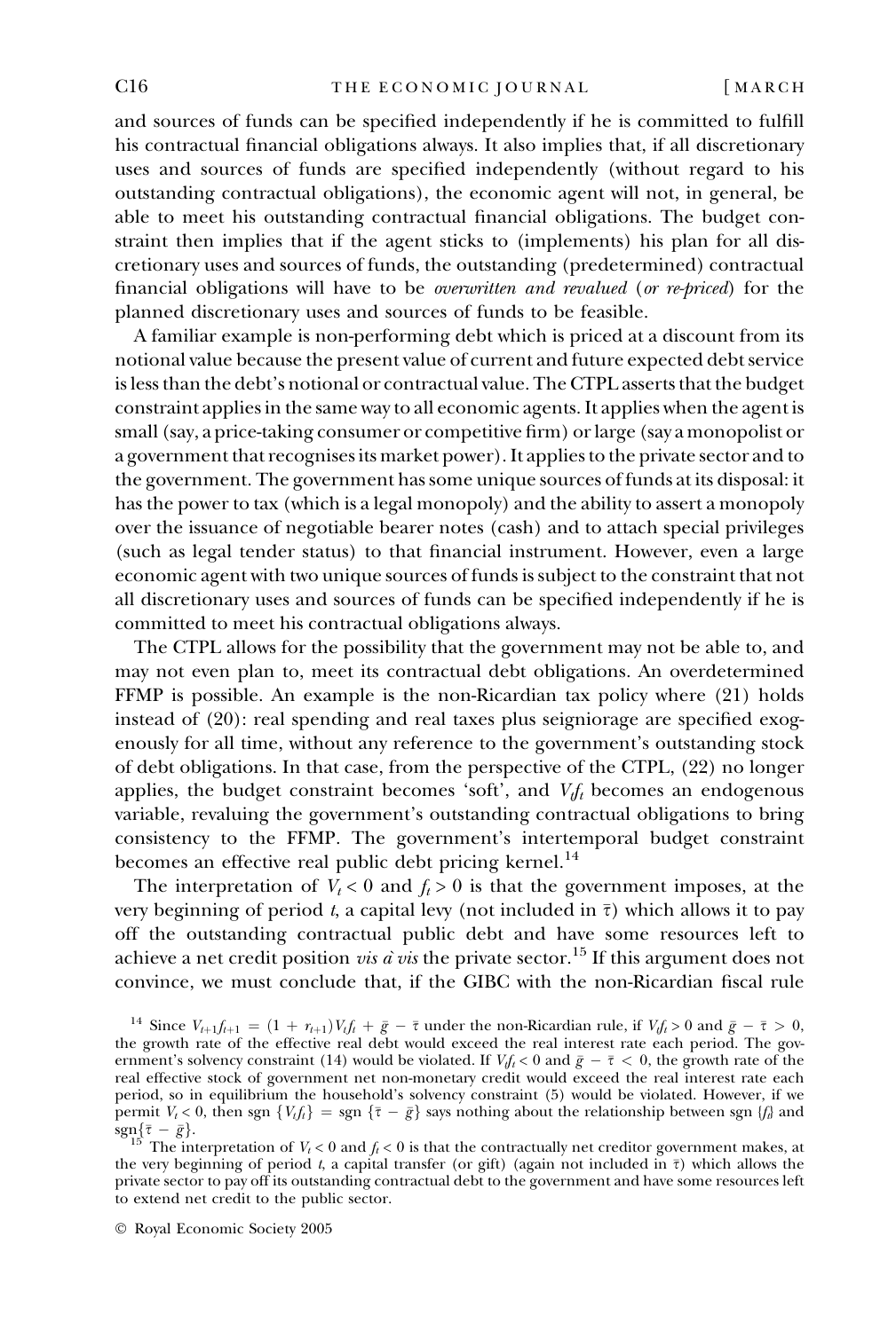and sources of funds can be specified independently if he is committed to fulfill his contractual financial obligations always. It also implies that, if all discretionary uses and sources of funds are specified independently (without regard to his outstanding contractual obligations), the economic agent will not, in general, be able to meet his outstanding contractual financial obligations. The budget constraint then implies that if the agent sticks to (implements) his plan for all discretionary uses and sources of funds, the outstanding (predetermined) contractual financial obligations will have to be *overwritten and revalued* (*or re-priced*) for the planned discretionary uses and sources of funds to be feasible.

A familiar example is non-performing debt which is priced at a discount from its notional value because the present value of current and future expected debt service is less than the debt's notional or contractual value. The CTPL asserts that the budget constraint applies in the same way to all economic agents. It applies when the agent is small (say, a price-taking consumer or competitive firm) or large (say a monopolist or a government that recognises its market power). It applies to the private sector and to the government. The government has some unique sources of funds at its disposal: it has the power to tax (which is a legal monopoly) and the ability to assert a monopoly over the issuance of negotiable bearer notes (cash) and to attach special privileges (such as legal tender status) to that financial instrument. However, even a large economic agent with two unique sources of funds is subject to the constraint that not all discretionary uses and sources of funds can be specified independently if he is committed to meet his contractual obligations always.

The CTPL allows for the possibility that the government may not be able to, and may not even plan to, meet its contractual debt obligations. An overdetermined FFMP is possible. An example is the non-Ricardian tax policy where (21) holds instead of (20): real spending and real taxes plus seigniorage are specified exogenously for all time, without any reference to the government's outstanding stock of debt obligations. In that case, from the perspective of the CTPL, (22) no longer applies, the budget constraint becomes 'soft', and $V_t f_t$ becomes an endogenous variable, revaluing the government's outstanding contractual obligations to bring consistency to the FFMP. The government's intertemporal budget constraint becomes an effective real public debt pricing kernel.[14]

The interpretation of $V_t < 0$ and $f_t > 0$ is that the government imposes, at the very beginning of period $t$, a capital levy (not included in $\bar{\tau}$) which allows it to pay off the outstanding contractual public debt and have some resources left to achieve a net credit position *vis à vis* the private sector.[15] If this argument does not convince, we must conclude that, if the GIBC with the non-Ricardian fiscal rule

[14] Since $V_{t+1} f_{t+1} = (1 + r_{t+1}) V_t f_t + \bar{g} - \bar{\tau}$ under the non-Ricardian rule, if $V_t f_t > 0$ and $\bar{g} - \bar{\tau} > 0$, the growth rate of the effective real debt would exceed the real interest rate each period. The government's solvency constraint (14) would be violated. If $V_t f_t < 0$ and $\bar{g} - \bar{\tau} < 0$, the growth rate of the real effective stock of government net non-monetary credit would exceed the real interest rate each period, so in equilibrium the household's solvency constraint (5) would be violated. However, if we permit $V_t < 0$, then $\text{sgn}\{V_t f_t\} = \text{sgn}\{\bar{\tau} - \bar{g}\}$ says nothing about the relationship between $\text{sgn}\{f_t\}$ and $\text{sgn}\{\bar{\tau} - \bar{g}\}$.

[15] The interpretation of $V_t < 0$ and $f_t < 0$ is that the contractually net creditor government makes, at the very beginning of period $t$, a capital transfer (or gift) (again not included in $\bar{\tau}$) which allows the private sector to pay off its outstanding contractual debt to the government and have some resources left to extend net credit to the public sector.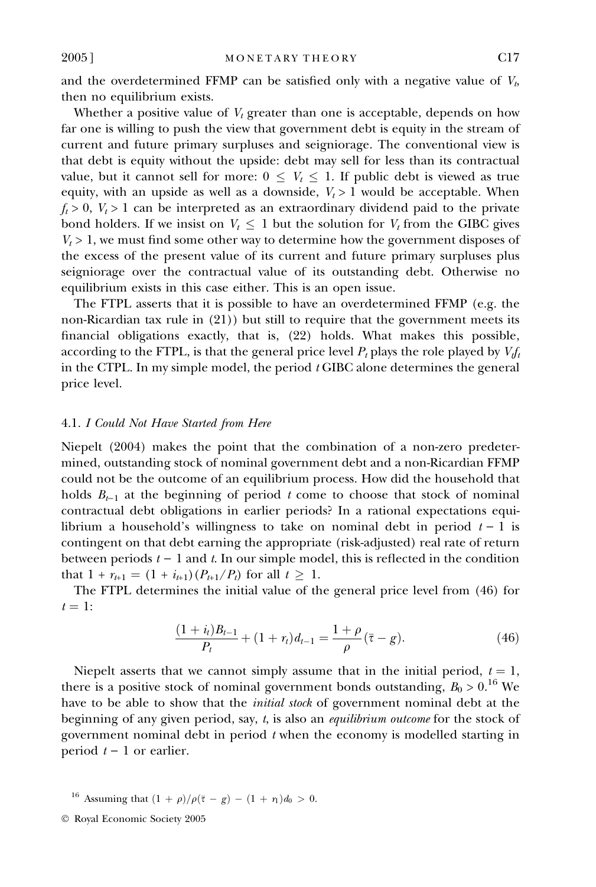and the overdetermined FFMP can be satisfied only with a negative value of $V_t$, then no equilibrium exists.

Whether a positive value of $V_t$ greater than one is acceptable, depends on how far one is willing to push the view that government debt is equity in the stream of current and future primary surpluses and seigniorage. The conventional view is that debt is equity without the upside: debt may sell for less than its contractual value, but it cannot sell for more: $0 \leq V_t \leq 1$. If public debt is viewed as true equity, with an upside as well as a downside, $V_t > 1$ would be acceptable. When $f_t > 0$, $V_t > 1$ can be interpreted as an extraordinary dividend paid to the private bond holders. If we insist on $V_t \leq 1$ but the solution for $V_t$ from the GIBC gives $V_t > 1$, we must find some other way to determine how the government disposes of the excess of the present value of its current and future primary surpluses plus seigniorage over the contractual value of its outstanding debt. Otherwise no equilibrium exists in this case either. This is an open issue.

The FTPL asserts that it is possible to have an overdetermined FFMP (e.g. the non-Ricardian tax rule in (21)) but still to require that the government meets its financial obligations exactly, that is, (22) holds. What makes this possible, according to the FTPL, is that the general price level $P_t$ plays the role played by $V_t f_t$ in the CTPL. In my simple model, the period $t$ GIBC alone determines the general price level.

### 4.1. *I Could Not Have Started from Here*

Niepelt (2004) makes the point that the combination of a non-zero predetermined, outstanding stock of nominal government debt and a non-Ricardian FFMP could not be the outcome of an equilibrium process. How did the household that holds $B_{t-1}$ at the beginning of period $t$ come to choose that stock of nominal contractual debt obligations in earlier periods? In a rational expectations equilibrium a household's willingness to take on nominal debt in period $t-1$ is contingent on that debt earning the appropriate (risk-adjusted) real rate of return between periods $t-1$ and $t$. In our simple model, this is reflected in the condition that $1 + r_{t+1} = (1 + i_{t+1})(P_{t+1}/P_t)$ for all $t \geq 1$.

The FTPL determines the initial value of the general price level from (46) for $t = 1$:

$$\frac{(1+i_t)B_{t-1}}{P_t} + (1+r_t)d_{t-1} = \frac{1+\rho}{\rho}(\bar{\tau} - g). \tag{46}$$

Niepelt asserts that we cannot simply assume that in the initial period, $t = 1$, there is a positive stock of nominal government bonds outstanding, $B_0 > 0$.[16] We have to be able to show that the *initial stock* of government nominal debt at the beginning of any given period, say, $t$, is also an *equilibrium outcome* for the stock of government nominal debt in period $t$ when the economy is modelled starting in period $t-1$ or earlier.

[16] Assuming that $(1+\rho)/\rho(\bar{\tau} - g) - (1+r_1)d_0 > 0$.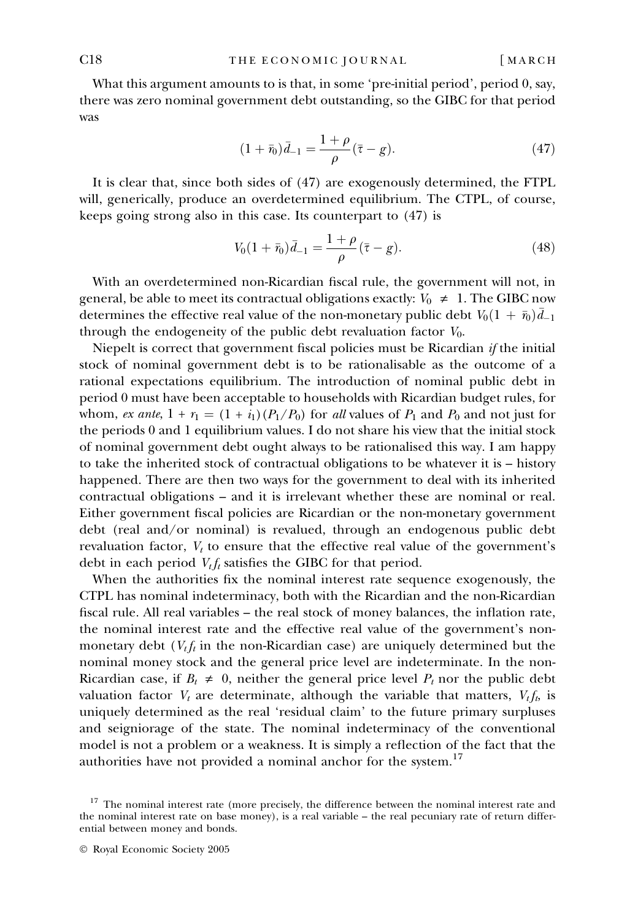What this argument amounts to is that, in some 'pre-initial period', period 0, say, there was zero nominal government debt outstanding, so the GIBC for that period was

$$(1 + \bar{r}_0)\bar{d}_{-1} = \frac{1 + \rho}{\rho}(\bar{\tau} - g). \tag{47}$$

It is clear that, since both sides of (47) are exogenously determined, the FTPL will, generically, produce an overdetermined equilibrium. The CTPL, of course, keeps going strong also in this case. Its counterpart to (47) is

$$V_0(1 + \bar{r}_0)\bar{d}_{-1} = \frac{1 + \rho}{\rho}(\bar{\tau} - g). \tag{48}$$

With an overdetermined non-Ricardian fiscal rule, the government will not, in general, be able to meet its contractual obligations exactly: $V_0 \neq 1$. The GIBC now determines the effective real value of the non-monetary public debt $V_0(1 + \bar{r}_0)\bar{d}_{-1}$ through the endogeneity of the public debt revaluation factor $V_0$.

Niepelt is correct that government fiscal policies must be Ricardian *if* the initial stock of nominal government debt is to be rationalisable as the outcome of a rational expectations equilibrium. The introduction of nominal public debt in period 0 must have been acceptable to households with Ricardian budget rules, for whom, *ex ante*, $1 + r_1 = (1 + i_1)(P_1/P_0)$ for *all* values of $P_1$ and $P_0$ and not just for the periods 0 and 1 equilibrium values. I do not share his view that the initial stock of nominal government debt ought always to be rationalised this way. I am happy to take the inherited stock of contractual obligations to be whatever it is – history happened. There are then two ways for the government to deal with its inherited contractual obligations – and it is irrelevant whether these are nominal or real. Either government fiscal policies are Ricardian or the non-monetary government debt (real and/or nominal) is revalued, through an endogenous public debt revaluation factor, $V_t$ to ensure that the effective real value of the government's debt in each period $V_t f_t$ satisfies the GIBC for that period.

When the authorities fix the nominal interest rate sequence exogenously, the CTPL has nominal indeterminacy, both with the Ricardian and the non-Ricardian fiscal rule. All real variables – the real stock of money balances, the inflation rate, the nominal interest rate and the effective real value of the government's non-monetary debt ($V_t f_t$ in the non-Ricardian case) are uniquely determined but the nominal money stock and the general price level are indeterminate. In the non-Ricardian case, if $B_t \neq 0$, neither the general price level $P_t$ nor the public debt valuation factor $V_t$ are determinate, although the variable that matters, $V_t f_t$, is uniquely determined as the real 'residual claim' to the future primary surpluses and seigniorage of the state. The nominal indeterminacy of the conventional model is not a problem or a weakness. It is simply a reflection of the fact that the authorities have not provided a nominal anchor for the system.[17]

[17] The nominal interest rate (more precisely, the difference between the nominal interest rate and the nominal interest rate on base money), is a real variable – the real pecuniary rate of return differential between money and bonds.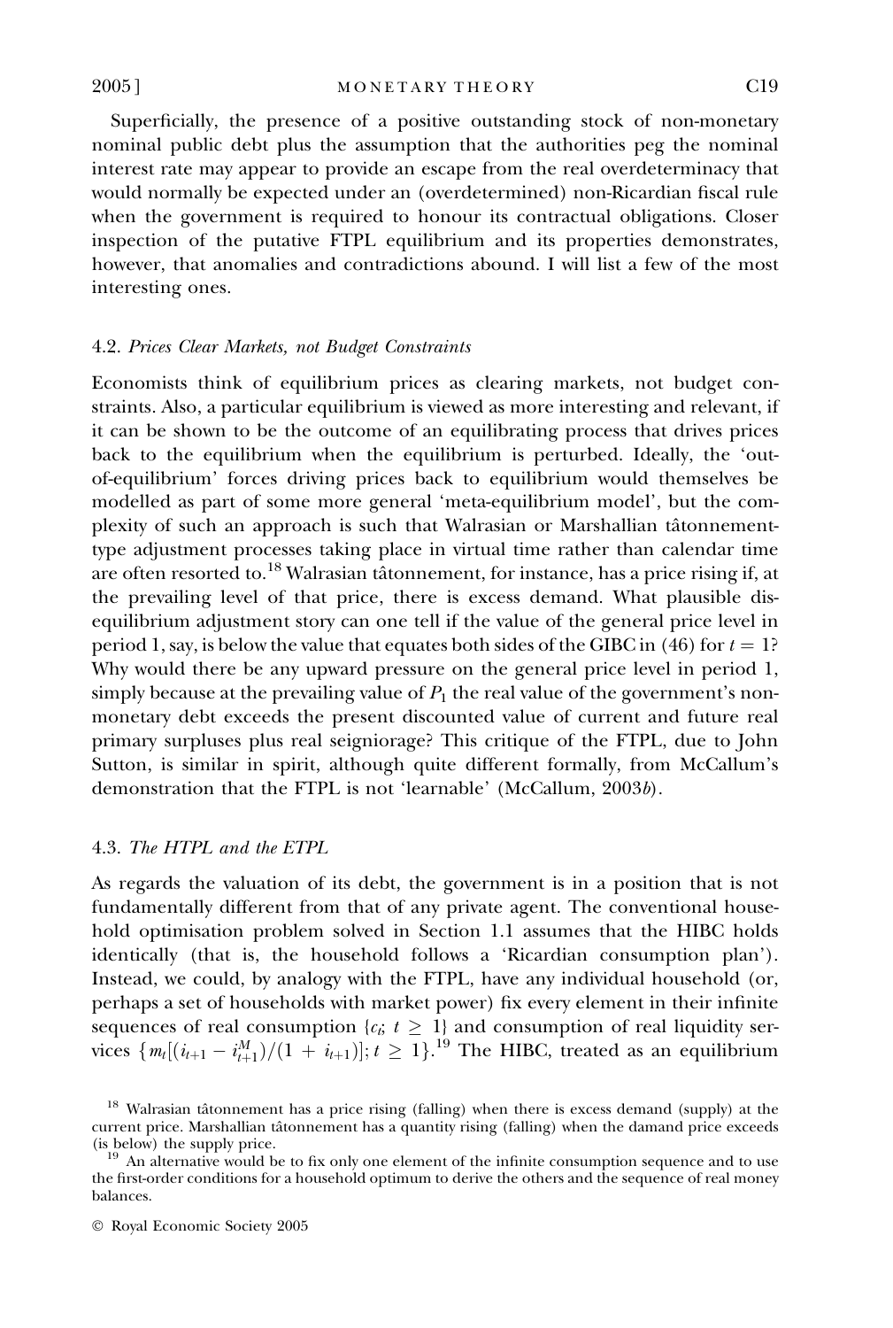Superficially, the presence of a positive outstanding stock of non-monetary nominal public debt plus the assumption that the authorities peg the nominal interest rate may appear to provide an escape from the real overdeterminacy that would normally be expected under an (overdetermined) non-Ricardian fiscal rule when the government is required to honour its contractual obligations. Closer inspection of the putative FTPL equilibrium and its properties demonstrates, however, that anomalies and contradictions abound. I will list a few of the most interesting ones.

### 4.2. *Prices Clear Markets, not Budget Constraints*

Economists think of equilibrium prices as clearing markets, not budget constraints. Also, a particular equilibrium is viewed as more interesting and relevant, if it can be shown to be the outcome of an equilibrating process that drives prices back to the equilibrium when the equilibrium is perturbed. Ideally, the 'out-of-equilibrium' forces driving prices back to equilibrium would themselves be modelled as part of some more general 'meta-equilibrium model', but the complexity of such an approach is such that Walrasian or Marshallian tâtonnement-type adjustment processes taking place in virtual time rather than calendar time are often resorted to.[18] Walrasian tâtonnement, for instance, has a price rising if, at the prevailing level of that price, there is excess demand. What plausible disequilibrium adjustment story can one tell if the value of the general price level in period 1, say, is below the value that equates both sides of the GIBC in (46) for $t = 1$? Why would there be any upward pressure on the general price level in period 1, simply because at the prevailing value of $P_1$ the real value of the government's non-monetary debt exceeds the present discounted value of current and future real primary surpluses plus real seigniorage? This critique of the FTPL, due to John Sutton, is similar in spirit, although quite different formally, from McCallum's demonstration that the FTPL is not 'learnable' (McCallum, 2003*b*).

### 4.3. *The HTPL and the ETPL*

As regards the valuation of its debt, the government is in a position that is not fundamentally different from that of any private agent. The conventional household optimisation problem solved in Section 1.1 assumes that the HIBC holds identically (that is, the household follows a 'Ricardian consumption plan'). Instead, we could, by analogy with the FTPL, have any individual household (or, perhaps a set of households with market power) fix every element in their infinite sequences of real consumption $\{c_t;\ t \geq 1\}$ and consumption of real liquidity services $\{m_t[(i_{t+1} - i^M_{t+1})/(1 + i_{t+1})];\ t \geq 1\}$.[19] The HIBC, treated as an equilibrium

---

[18] Walrasian tâtonnement has a price rising (falling) when there is excess demand (supply) at the current price. Marshallian tâtonnement has a quantity rising (falling) when the damand price exceeds (is below) the supply price.

[19] An alternative would be to fix only one element of the infinite consumption sequence and to use the first-order conditions for a household optimum to derive the others and the sequence of real money balances.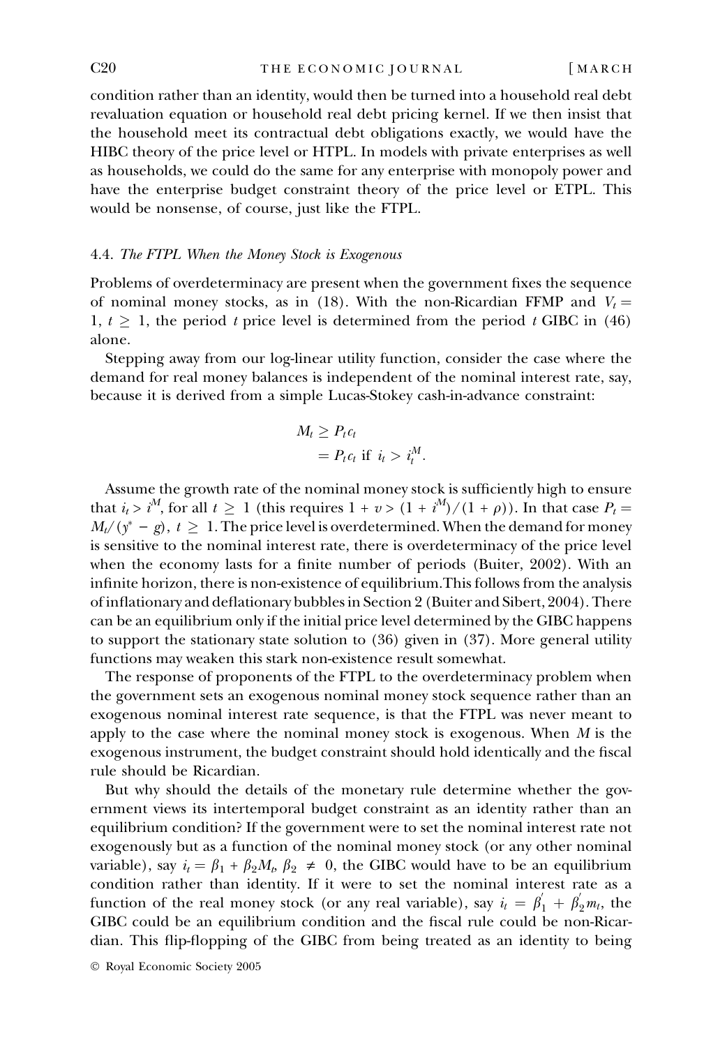condition rather than an identity, would then be turned into a household real debt revaluation equation or household real debt pricing kernel. If we then insist that the household meet its contractual debt obligations exactly, we would have the HIBC theory of the price level or HTPL. In models with private enterprises as well as households, we could do the same for any enterprise with monopoly power and have the enterprise budget constraint theory of the price level or ETPL. This would be nonsense, of course, just like the FTPL.

### 4.4. *The FTPL When the Money Stock is Exogenous*

Problems of overdeterminacy are present when the government fixes the sequence of nominal money stocks, as in (18). With the non-Ricardian FFMP and $V_t = 1$, $t \geq 1$, the period $t$ price level is determined from the period $t$ GIBC in (46) alone.

Stepping away from our log-linear utility function, consider the case where the demand for real money balances is independent of the nominal interest rate, say, because it is derived from a simple Lucas-Stokey cash-in-advance constraint:

$$
\begin{aligned}
M_t &\geq P_t c_t \\
&= P_t c_t \text{ if } i_t > i_t^M.
\end{aligned}
$$

Assume the growth rate of the nominal money stock is sufficiently high to ensure that $i_t > i^M$, for all $t \geq 1$ (this requires $1 + v > (1 + i^M)/(1 + \rho)$). In that case $P_t = M_t/(y^* - g)$, $t \geq 1$. The price level is overdetermined. When the demand for money is sensitive to the nominal interest rate, there is overdeterminacy of the price level when the economy lasts for a finite number of periods (Buiter, 2002). With an infinite horizon, there is non-existence of equilibrium. This follows from the analysis of inflationary and deflationary bubbles in Section 2 (Buiter and Sibert, 2004). There can be an equilibrium only if the initial price level determined by the GIBC happens to support the stationary state solution to (36) given in (37). More general utility functions may weaken this stark non-existence result somewhat.

The response of proponents of the FTPL to the overdeterminacy problem when the government sets an exogenous nominal money stock sequence rather than an exogenous nominal interest rate sequence, is that the FTPL was never meant to apply to the case where the nominal money stock is exogenous. When $M$ is the exogenous instrument, the budget constraint should hold identically and the fiscal rule should be Ricardian.

But why should the details of the monetary rule determine whether the government views its intertemporal budget constraint as an identity rather than an equilibrium condition? If the government were to set the nominal interest rate not exogenously but as a function of the nominal money stock (or any other nominal variable), say $i_t = \beta_1 + \beta_2 M_t$, $\beta_2 \neq 0$, the GIBC would have to be an equilibrium condition rather than identity. If it were to set the nominal interest rate as a function of the real money stock (or any real variable), say $i_t = \beta_1' + \beta_2' m_t$, the GIBC could be an equilibrium condition and the fiscal rule could be non-Ricardian. This flip-flopping of the GIBC from being treated as an identity to being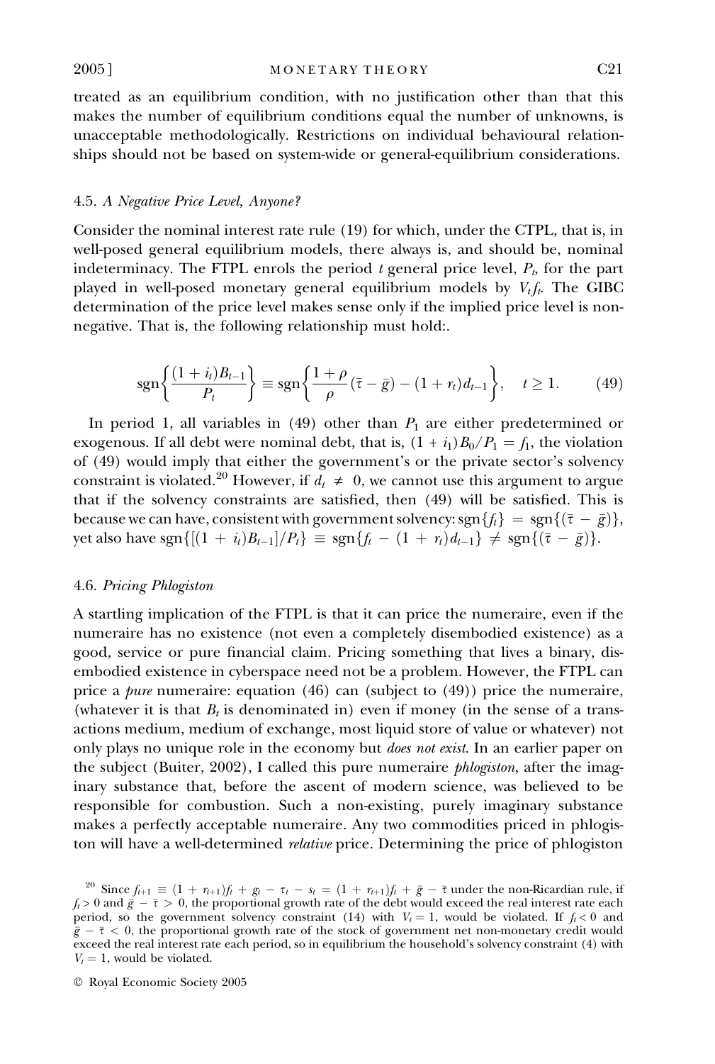treated as an equilibrium condition, with no justification other than that this makes the number of equilibrium conditions equal the number of unknowns, is unacceptable methodologically. Restrictions on individual behavioural relationships should not be based on system-wide or general-equilibrium considerations.

### 4.5. *A Negative Price Level, Anyone?*

Consider the nominal interest rate rule (19) for which, under the CTPL, that is, in well-posed general equilibrium models, there always is, and should be, nominal indeterminacy. The FTPL enrols the period $t$ general price level, $P_t$, for the part played in well-posed monetary general equilibrium models by $V_t f_t$. The GIBC determination of the price level makes sense only if the implied price level is non-negative. That is, the following relationship must hold:.

$$\operatorname{sgn}\left\{\frac{(1+i_t)B_{t-1}}{P_t}\right\} \equiv \operatorname{sgn}\left\{\frac{1+\rho}{\rho}(\bar{\tau}-\bar{g}) - (1+r_t)d_{t-1}\right\}, \quad t \geq 1. \tag{49}$$

In period 1, all variables in (49) other than $P_1$ are either predetermined or exogenous. If all debt were nominal debt, that is, $(1+i_1)B_0/P_1 = f_1$, the violation of (49) would imply that either the government's or the private sector's solvency constraint is violated.[20] However, if $d_t \neq 0$, we cannot use this argument to argue that if the solvency constraints are satisfied, then (49) will be satisfied. This is because we can have, consistent with government solvency: $\operatorname{sgn}\{f_t\} = \operatorname{sgn}\{(\bar{\tau}-\bar{g})\}$, yet also have $\operatorname{sgn}\{[(1+i_t)B_{t-1}]/P_t\} \equiv \operatorname{sgn}\{f_t - (1+r_t)d_{t-1}\} \neq \operatorname{sgn}\{(\bar{\tau}-\bar{g})\}$.

### 4.6. *Pricing Phlogiston*

A startling implication of the FTPL is that it can price the numeraire, even if the numeraire has no existence (not even a completely disembodied existence) as a good, service or pure financial claim. Pricing something that lives a binary, disembodied existence in cyberspace need not be a problem. However, the FTPL can price a *pure* numeraire: equation (46) can (subject to (49)) price the numeraire, (whatever it is that $B_t$ is denominated in) even if money (in the sense of a transactions medium, medium of exchange, most liquid store of value or whatever) not only plays no unique role in the economy but *does not exist*. In an earlier paper on the subject (Buiter, 2002), I called this pure numeraire *phlogiston*, after the imaginary substance that, before the ascent of modern science, was believed to be responsible for combustion. Such a non-existing, purely imaginary substance makes a perfectly acceptable numeraire. Any two commodities priced in phlogiston will have a well-determined *relative* price. Determining the price of phlogiston

[20] Since $f_{t+1} \equiv (1+r_{t+1})f_t + g_t - \tau_t - s_t = (1+r_{t+1})f_t + \bar{g} - \bar{\tau}$ under the non-Ricardian rule, if $f_t > 0$ and $\bar{g} - \bar{\tau} > 0$, the proportional growth rate of the debt would exceed the real interest rate each period, so the government solvency constraint (14) with $V_t = 1$, would be violated. If $f_t < 0$ and $\bar{g} - \bar{\tau} < 0$, the proportional growth rate of the stock of government net non-monetary credit would exceed the real interest rate each period, so in equilibrium the household's solvency constraint (4) with $V_t = 1$, would be violated.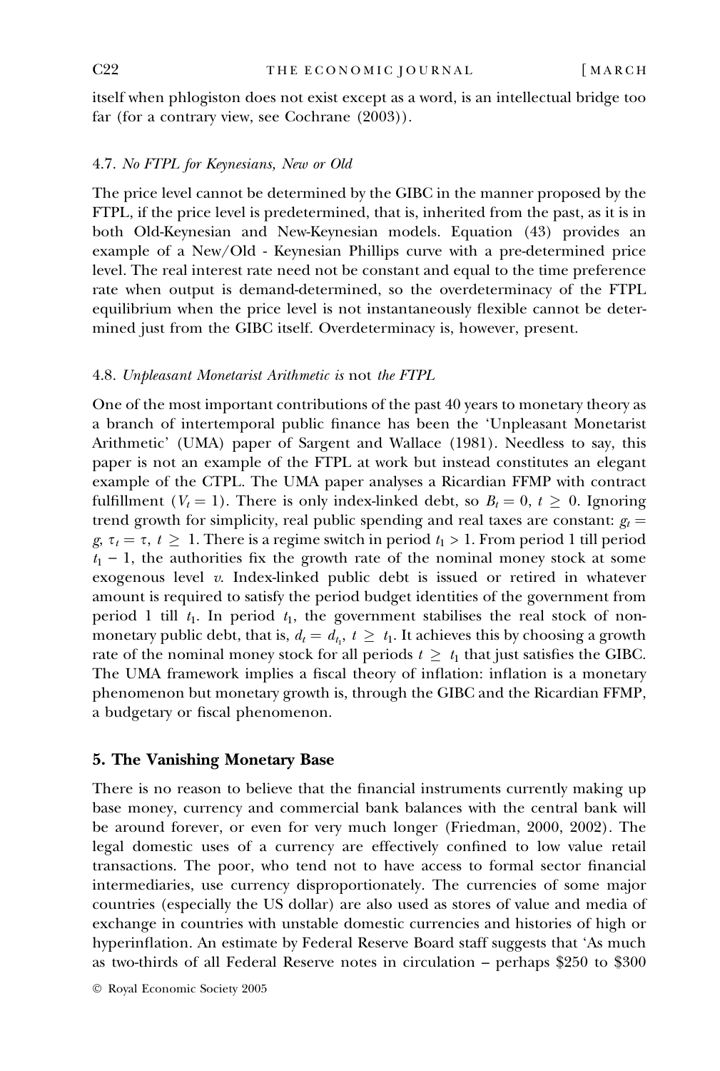itself when phlogiston does not exist except as a word, is an intellectual bridge too far (for a contrary view, see Cochrane (2003)).

### 4.7. *No FTPL for Keynesians, New or Old*

The price level cannot be determined by the GIBC in the manner proposed by the FTPL, if the price level is predetermined, that is, inherited from the past, as it is in both Old-Keynesian and New-Keynesian models. Equation (43) provides an example of a New/Old - Keynesian Phillips curve with a pre-determined price level. The real interest rate need not be constant and equal to the time preference rate when output is demand-determined, so the overdeterminacy of the FTPL equilibrium when the price level is not instantaneously flexible cannot be determined just from the GIBC itself. Overdeterminacy is, however, present.

### 4.8. *Unpleasant Monetarist Arithmetic is* not *the FTPL*

One of the most important contributions of the past 40 years to monetary theory as a branch of intertemporal public finance has been the 'Unpleasant Monetarist Arithmetic' (UMA) paper of Sargent and Wallace (1981). Needless to say, this paper is not an example of the FTPL at work but instead constitutes an elegant example of the CTPL. The UMA paper analyses a Ricardian FFMP with contract fulfillment ($V_t = 1$). There is only index-linked debt, so $B_t = 0$, $t \geq 0$. Ignoring trend growth for simplicity, real public spending and real taxes are constant: $g_t = g$, $\tau_t = \tau$, $t \geq 1$. There is a regime switch in period $t_1 > 1$. From period 1 till period $t_1 - 1$, the authorities fix the growth rate of the nominal money stock at some exogenous level $v$. Index-linked public debt is issued or retired in whatever amount is required to satisfy the period budget identities of the government from period 1 till $t_1$. In period $t_1$, the government stabilises the real stock of non-monetary public debt, that is, $d_t = d_{t_1}$, $t \geq t_1$. It achieves this by choosing a growth rate of the nominal money stock for all periods $t \geq t_1$ that just satisfies the GIBC. The UMA framework implies a fiscal theory of inflation: inflation is a monetary phenomenon but monetary growth is, through the GIBC and the Ricardian FFMP, a budgetary or fiscal phenomenon.

## 5. The Vanishing Monetary Base

There is no reason to believe that the financial instruments currently making up base money, currency and commercial bank balances with the central bank will be around forever, or even for very much longer (Friedman, 2000, 2002). The legal domestic uses of a currency are effectively confined to low value retail transactions. The poor, who tend not to have access to formal sector financial intermediaries, use currency disproportionately. The currencies of some major countries (especially the US dollar) are also used as stores of value and media of exchange in countries with unstable domestic currencies and histories of high or hyperinflation. An estimate by Federal Reserve Board staff suggests that 'As much as two-thirds of all Federal Reserve notes in circulation – perhaps \$250 to \$300

© Royal Economic Society 2005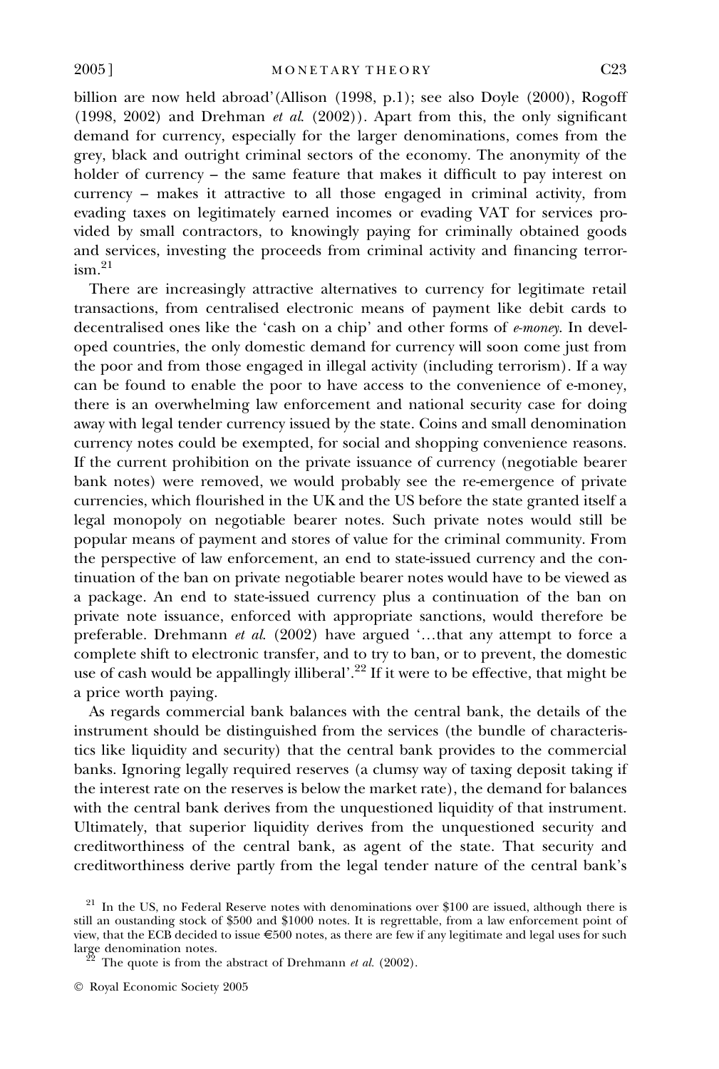billion are now held abroad'(Allison (1998, p.1); see also Doyle (2000), Rogoff (1998, 2002) and Drehman *et al.* (2002)). Apart from this, the only significant demand for currency, especially for the larger denominations, comes from the grey, black and outright criminal sectors of the economy. The anonymity of the holder of currency – the same feature that makes it difficult to pay interest on currency – makes it attractive to all those engaged in criminal activity, from evading taxes on legitimately earned incomes or evading VAT for services provided by small contractors, to knowingly paying for criminally obtained goods and services, investing the proceeds from criminal activity and financing terrorism.[21]

There are increasingly attractive alternatives to currency for legitimate retail transactions, from centralised electronic means of payment like debit cards to decentralised ones like the 'cash on a chip' and other forms of *e-money*. In developed countries, the only domestic demand for currency will soon come just from the poor and from those engaged in illegal activity (including terrorism). If a way can be found to enable the poor to have access to the convenience of e-money, there is an overwhelming law enforcement and national security case for doing away with legal tender currency issued by the state. Coins and small denomination currency notes could be exempted, for social and shopping convenience reasons. If the current prohibition on the private issuance of currency (negotiable bearer bank notes) were removed, we would probably see the re-emergence of private currencies, which flourished in the UK and the US before the state granted itself a legal monopoly on negotiable bearer notes. Such private notes would still be popular means of payment and stores of value for the criminal community. From the perspective of law enforcement, an end to state-issued currency and the continuation of the ban on private negotiable bearer notes would have to be viewed as a package. An end to state-issued currency plus a continuation of the ban on private note issuance, enforced with appropriate sanctions, would therefore be preferable. Drehmann *et al.* (2002) have argued '…that any attempt to force a complete shift to electronic transfer, and to try to ban, or to prevent, the domestic use of cash would be appallingly illiberal'.[22] If it were to be effective, that might be a price worth paying.

As regards commercial bank balances with the central bank, the details of the instrument should be distinguished from the services (the bundle of characteristics like liquidity and security) that the central bank provides to the commercial banks. Ignoring legally required reserves (a clumsy way of taxing deposit taking if the interest rate on the reserves is below the market rate), the demand for balances with the central bank derives from the unquestioned liquidity of that instrument. Ultimately, that superior liquidity derives from the unquestioned security and creditworthiness of the central bank, as agent of the state. That security and creditworthiness derive partly from the legal tender nature of the central bank's

---

[21] In the US, no Federal Reserve notes with denominations over \$100 are issued, although there is still an oustanding stock of \$500 and \$1000 notes. It is regrettable, from a law enforcement point of view, that the ECB decided to issue €500 notes, as there are few if any legitimate and legal uses for such large denomination notes.

[22] The quote is from the abstract of Drehmann *et al.* (2002).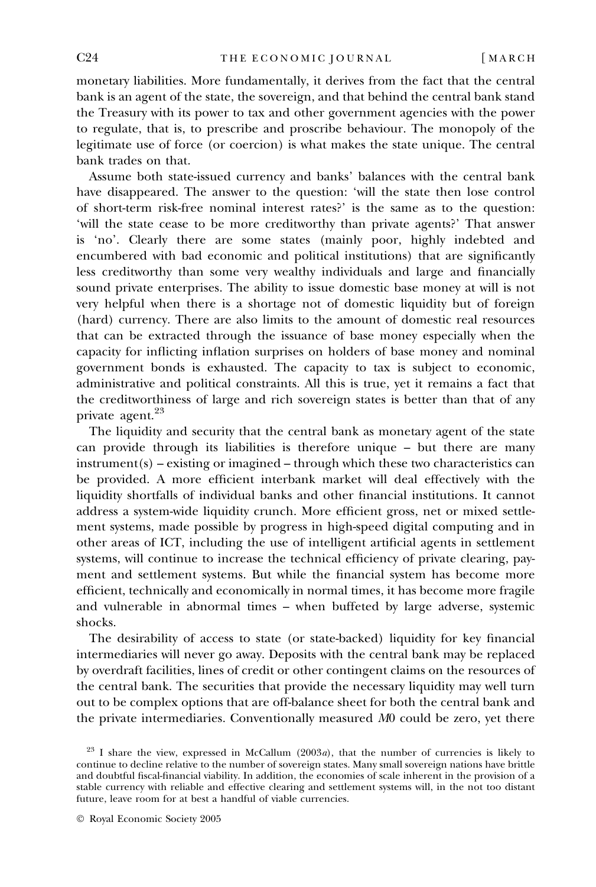monetary liabilities. More fundamentally, it derives from the fact that the central bank is an agent of the state, the sovereign, and that behind the central bank stand the Treasury with its power to tax and other government agencies with the power to regulate, that is, to prescribe and proscribe behaviour. The monopoly of the legitimate use of force (or coercion) is what makes the state unique. The central bank trades on that.

Assume both state-issued currency and banks' balances with the central bank have disappeared. The answer to the question: 'will the state then lose control of short-term risk-free nominal interest rates?' is the same as to the question: 'will the state cease to be more creditworthy than private agents?' That answer is 'no'. Clearly there are some states (mainly poor, highly indebted and encumbered with bad economic and political institutions) that are significantly less creditworthy than some very wealthy individuals and large and financially sound private enterprises. The ability to issue domestic base money at will is not very helpful when there is a shortage not of domestic liquidity but of foreign (hard) currency. There are also limits to the amount of domestic real resources that can be extracted through the issuance of base money especially when the capacity for inflicting inflation surprises on holders of base money and nominal government bonds is exhausted. The capacity to tax is subject to economic, administrative and political constraints. All this is true, yet it remains a fact that the creditworthiness of large and rich sovereign states is better than that of any private agent.[23]

The liquidity and security that the central bank as monetary agent of the state can provide through its liabilities is therefore unique – but there are many instrument(s) – existing or imagined – through which these two characteristics can be provided. A more efficient interbank market will deal effectively with the liquidity shortfalls of individual banks and other financial institutions. It cannot address a system-wide liquidity crunch. More efficient gross, net or mixed settlement systems, made possible by progress in high-speed digital computing and in other areas of ICT, including the use of intelligent artificial agents in settlement systems, will continue to increase the technical efficiency of private clearing, payment and settlement systems. But while the financial system has become more efficient, technically and economically in normal times, it has become more fragile and vulnerable in abnormal times – when buffeted by large adverse, systemic shocks.

The desirability of access to state (or state-backed) liquidity for key financial intermediaries will never go away. Deposits with the central bank may be replaced by overdraft facilities, lines of credit or other contingent claims on the resources of the central bank. The securities that provide the necessary liquidity may well turn out to be complex options that are off-balance sheet for both the central bank and the private intermediaries. Conventionally measured *M*0 could be zero, yet there

---

[23] I share the view, expressed in McCallum (2003*a*), that the number of currencies is likely to continue to decline relative to the number of sovereign states. Many small sovereign nations have brittle and doubtful fiscal-financial viability. In addition, the economies of scale inherent in the provision of a stable currency with reliable and effective clearing and settlement systems will, in the not too distant future, leave room for at best a handful of viable currencies.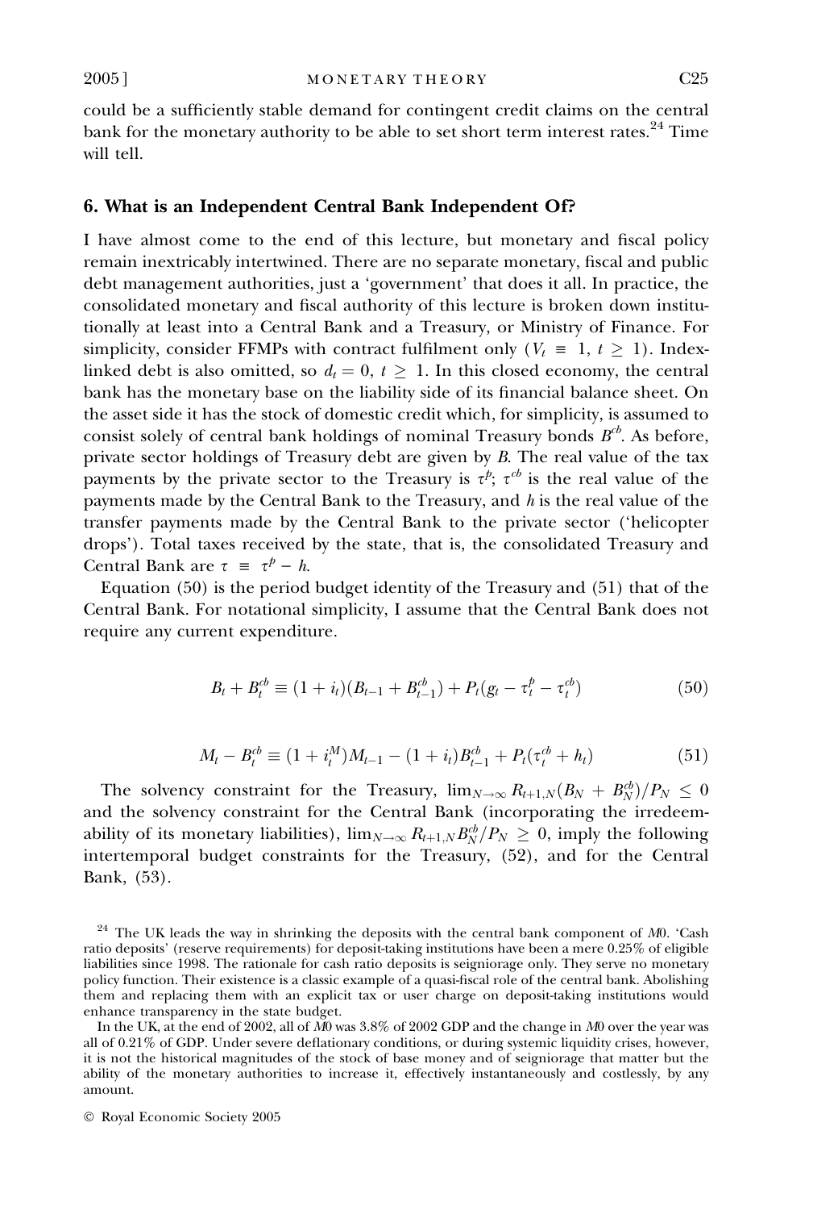could be a sufficiently stable demand for contingent credit claims on the central bank for the monetary authority to be able to set short term interest rates.[24] Time will tell.

## 6. What is an Independent Central Bank Independent Of?

I have almost come to the end of this lecture, but monetary and fiscal policy remain inextricably intertwined. There are no separate monetary, fiscal and public debt management authorities, just a 'government' that does it all. In practice, the consolidated monetary and fiscal authority of this lecture is broken down institutionally at least into a Central Bank and a Treasury, or Ministry of Finance. For simplicity, consider FFMPs with contract fulfilment only ($V_t \equiv 1$, $t \geq 1$). Index-linked debt is also omitted, so $d_t = 0$, $t \geq 1$. In this closed economy, the central bank has the monetary base on the liability side of its financial balance sheet. On the asset side it has the stock of domestic credit which, for simplicity, is assumed to consist solely of central bank holdings of nominal Treasury bonds $B^{cb}$. As before, private sector holdings of Treasury debt are given by $B$. The real value of the tax payments by the private sector to the Treasury is $\tau^p$; $\tau^{cb}$ is the real value of the payments made by the Central Bank to the Treasury, and $h$ is the real value of the transfer payments made by the Central Bank to the private sector ('helicopter drops'). Total taxes received by the state, that is, the consolidated Treasury and Central Bank are $\tau \equiv \tau^p - h$.

Equation (50) is the period budget identity of the Treasury and (51) that of the Central Bank. For notational simplicity, I assume that the Central Bank does not require any current expenditure.

$$B_t + B_t^{cb} \equiv (1 + i_t)(B_{t-1} + B_{t-1}^{cb}) + P_t(g_t - \tau_t^p - \tau_t^{cb}) \tag{50}$$

$$M_t - B_t^{cb} \equiv (1 + i_t^M)M_{t-1} - (1 + i_t)B_{t-1}^{cb} + P_t(\tau_t^{cb} + h_t) \tag{51}$$

The solvency constraint for the Treasury, $\lim_{N\to\infty} R_{t+1,N}(B_N + B_N^{cb})/P_N \leq 0$ and the solvency constraint for the Central Bank (incorporating the irredeemability of its monetary liabilities), $\lim_{N\to\infty} R_{t+1,N}B_N^{cb}/P_N \geq 0$, imply the following intertemporal budget constraints for the Treasury, (52), and for the Central Bank, (53).

[24] The UK leads the way in shrinking the deposits with the central bank component of $M0$. 'Cash ratio deposits' (reserve requirements) for deposit-taking institutions have been a mere 0.25% of eligible liabilities since 1998. The rationale for cash ratio deposits is seigniorage only. They serve no monetary policy function. Their existence is a classic example of a quasi-fiscal role of the central bank. Abolishing them and replacing them with an explicit tax or user charge on deposit-taking institutions would enhance transparency in the state budget.

In the UK, at the end of 2002, all of $M0$ was 3.8% of 2002 GDP and the change in $M0$ over the year was all of 0.21% of GDP. Under severe deflationary conditions, or during systemic liquidity crises, however, it is not the historical magnitudes of the stock of base money and of seigniorage that matter but the ability of the monetary authorities to increase it, effectively instantaneously and costlessly, by any amount.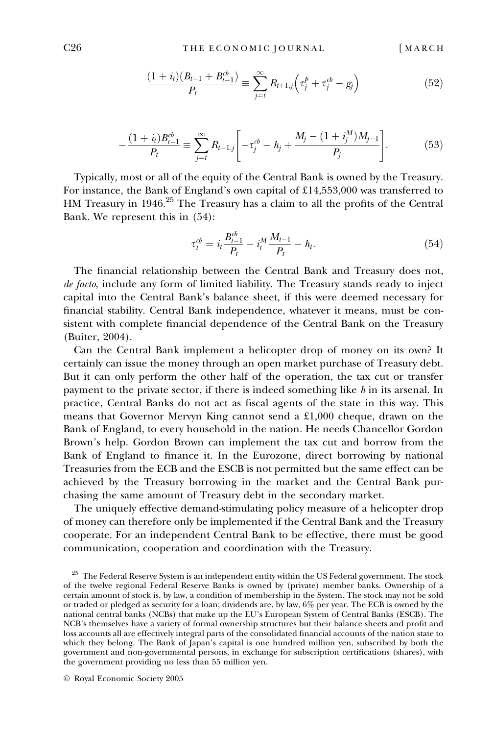$$\frac{(1+i_t)(B_{t-1}+B_{t-1}^{cb})}{P_t} \equiv \sum_{j=t}^{\infty} R_{t+1,j}\left(\tau_j^p + \tau_j^{cb} - g_j\right) \tag{52}$$

$$-\frac{(1+i_t)B_{t-1}^{cb}}{P_t} \equiv \sum_{j=t}^{\infty} R_{t+1,j}\left[-\tau_j^{cb} - h_j + \frac{M_j - (1+i_j^M)M_{j-1}}{P_j}\right]. \tag{53}$$

Typically, most or all of the equity of the Central Bank is owned by the Treasury. For instance, the Bank of England's own capital of £14,553,000 was transferred to HM Treasury in 1946.[25] The Treasury has a claim to all the profits of the Central Bank. We represent this in (54):

$$\tau_t^{cb} = i_t \frac{B_{t-1}^{cb}}{P_t} - i_t^M \frac{M_{t-1}}{P_t} - h_t. \tag{54}$$

The financial relationship between the Central Bank and Treasury does not, *de facto*, include any form of limited liability. The Treasury stands ready to inject capital into the Central Bank's balance sheet, if this were deemed necessary for financial stability. Central Bank independence, whatever it means, must be consistent with complete financial dependence of the Central Bank on the Treasury (Buiter, 2004).

Can the Central Bank implement a helicopter drop of money on its own? It certainly can issue the money through an open market purchase of Treasury debt. But it can only perform the other half of the operation, the tax cut or transfer payment to the private sector, if there is indeed something like $h$ in its arsenal. In practice, Central Banks do not act as fiscal agents of the state in this way. This means that Governor Mervyn King cannot send a £1,000 cheque, drawn on the Bank of England, to every household in the nation. He needs Chancellor Gordon Brown's help. Gordon Brown can implement the tax cut and borrow from the Bank of England to finance it. In the Eurozone, direct borrowing by national Treasuries from the ECB and the ESCB is not permitted but the same effect can be achieved by the Treasury borrowing in the market and the Central Bank purchasing the same amount of Treasury debt in the secondary market.

The uniquely effective demand-stimulating policy measure of a helicopter drop of money can therefore only be implemented if the Central Bank and the Treasury cooperate. For an independent Central Bank to be effective, there must be good communication, cooperation and coordination with the Treasury.

[25] The Federal Reserve System is an independent entity within the US Federal government. The stock of the twelve regional Federal Reserve Banks is owned by (private) member banks. Ownership of a certain amount of stock is, by law, a condition of membership in the System. The stock may not be sold or traded or pledged as security for a loan; dividends are, by law, 6% per year. The ECB is owned by the national central banks (NCBs) that make up the EU's European System of Central Banks (ESCB). The NCB's themselves have a variety of formal ownership structures but their balance sheets and profit and loss accounts all are effectively integral parts of the consolidated financial accounts of the nation state to which they belong. The Bank of Japan's capital is one hundred million yen, subscribed by both the government and non-governmental persons, in exchange for subscription certifications (shares), with the government providing no less than 55 million yen.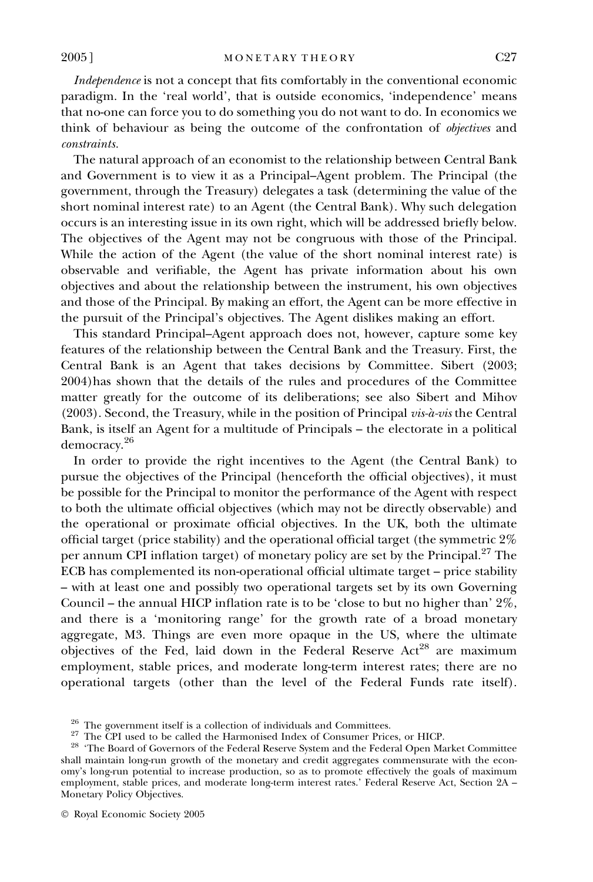*Independence* is not a concept that fits comfortably in the conventional economic paradigm. In the 'real world', that is outside economics, 'independence' means that no-one can force you to do something you do not want to do. In economics we think of behaviour as being the outcome of the confrontation of *objectives* and *constraints*.

The natural approach of an economist to the relationship between Central Bank and Government is to view it as a Principal–Agent problem. The Principal (the government, through the Treasury) delegates a task (determining the value of the short nominal interest rate) to an Agent (the Central Bank). Why such delegation occurs is an interesting issue in its own right, which will be addressed briefly below. The objectives of the Agent may not be congruous with those of the Principal. While the action of the Agent (the value of the short nominal interest rate) is observable and verifiable, the Agent has private information about his own objectives and about the relationship between the instrument, his own objectives and those of the Principal. By making an effort, the Agent can be more effective in the pursuit of the Principal's objectives. The Agent dislikes making an effort.

This standard Principal–Agent approach does not, however, capture some key features of the relationship between the Central Bank and the Treasury. First, the Central Bank is an Agent that takes decisions by Committee. Sibert (2003; 2004)has shown that the details of the rules and procedures of the Committee matter greatly for the outcome of its deliberations; see also Sibert and Mihov (2003). Second, the Treasury, while in the position of Principal *vis-à-vis* the Central Bank, is itself an Agent for a multitude of Principals – the electorate in a political democracy.[26]

In order to provide the right incentives to the Agent (the Central Bank) to pursue the objectives of the Principal (henceforth the official objectives), it must be possible for the Principal to monitor the performance of the Agent with respect to both the ultimate official objectives (which may not be directly observable) and the operational or proximate official objectives. In the UK, both the ultimate official target (price stability) and the operational official target (the symmetric 2% per annum CPI inflation target) of monetary policy are set by the Principal.[27] The ECB has complemented its non-operational official ultimate target – price stability – with at least one and possibly two operational targets set by its own Governing Council – the annual HICP inflation rate is to be 'close to but no higher than' 2%, and there is a 'monitoring range' for the growth rate of a broad monetary aggregate, M3. Things are even more opaque in the US, where the ultimate objectives of the Fed, laid down in the Federal Reserve Act[28] are maximum employment, stable prices, and moderate long-term interest rates; there are no operational targets (other than the level of the Federal Funds rate itself).

[26] The government itself is a collection of individuals and Committees.

[27] The CPI used to be called the Harmonised Index of Consumer Prices, or HICP.

[28] 'The Board of Governors of the Federal Reserve System and the Federal Open Market Committee shall maintain long-run growth of the monetary and credit aggregates commensurate with the economy's long-run potential to increase production, so as to promote effectively the goals of maximum employment, stable prices, and moderate long-term interest rates.' Federal Reserve Act, Section 2A – Monetary Policy Objectives.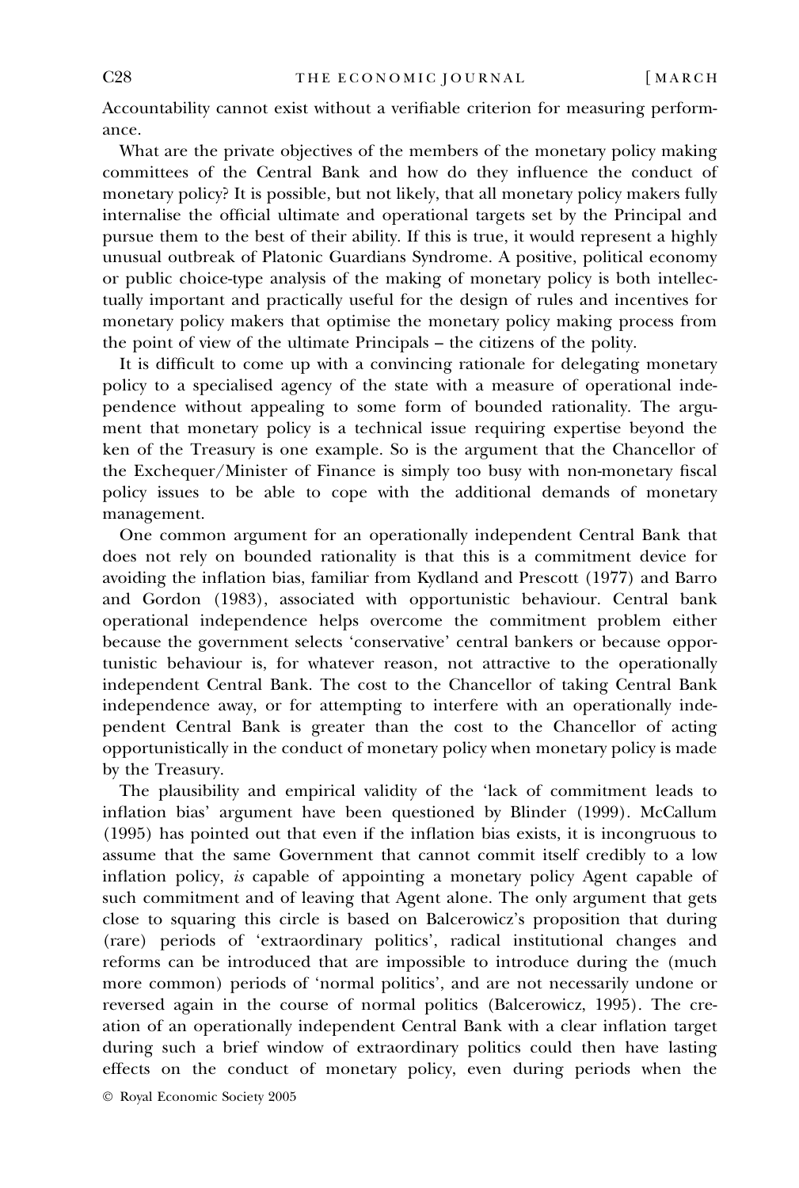Accountability cannot exist without a verifiable criterion for measuring performance.

What are the private objectives of the members of the monetary policy making committees of the Central Bank and how do they influence the conduct of monetary policy? It is possible, but not likely, that all monetary policy makers fully internalise the official ultimate and operational targets set by the Principal and pursue them to the best of their ability. If this is true, it would represent a highly unusual outbreak of Platonic Guardians Syndrome. A positive, political economy or public choice-type analysis of the making of monetary policy is both intellectually important and practically useful for the design of rules and incentives for monetary policy makers that optimise the monetary policy making process from the point of view of the ultimate Principals – the citizens of the polity.

It is difficult to come up with a convincing rationale for delegating monetary policy to a specialised agency of the state with a measure of operational independence without appealing to some form of bounded rationality. The argument that monetary policy is a technical issue requiring expertise beyond the ken of the Treasury is one example. So is the argument that the Chancellor of the Exchequer/Minister of Finance is simply too busy with non-monetary fiscal policy issues to be able to cope with the additional demands of monetary management.

One common argument for an operationally independent Central Bank that does not rely on bounded rationality is that this is a commitment device for avoiding the inflation bias, familiar from Kydland and Prescott (1977) and Barro and Gordon (1983), associated with opportunistic behaviour. Central bank operational independence helps overcome the commitment problem either because the government selects 'conservative' central bankers or because opportunistic behaviour is, for whatever reason, not attractive to the operationally independent Central Bank. The cost to the Chancellor of taking Central Bank independence away, or for attempting to interfere with an operationally independent Central Bank is greater than the cost to the Chancellor of acting opportunistically in the conduct of monetary policy when monetary policy is made by the Treasury.

The plausibility and empirical validity of the 'lack of commitment leads to inflation bias' argument have been questioned by Blinder (1999). McCallum (1995) has pointed out that even if the inflation bias exists, it is incongruous to assume that the same Government that cannot commit itself credibly to a low inflation policy, *is* capable of appointing a monetary policy Agent capable of such commitment and of leaving that Agent alone. The only argument that gets close to squaring this circle is based on Balcerowicz's proposition that during (rare) periods of 'extraordinary politics', radical institutional changes and reforms can be introduced that are impossible to introduce during the (much more common) periods of 'normal politics', and are not necessarily undone or reversed again in the course of normal politics (Balcerowicz, 1995). The creation of an operationally independent Central Bank with a clear inflation target during such a brief window of extraordinary politics could then have lasting effects on the conduct of monetary policy, even during periods when the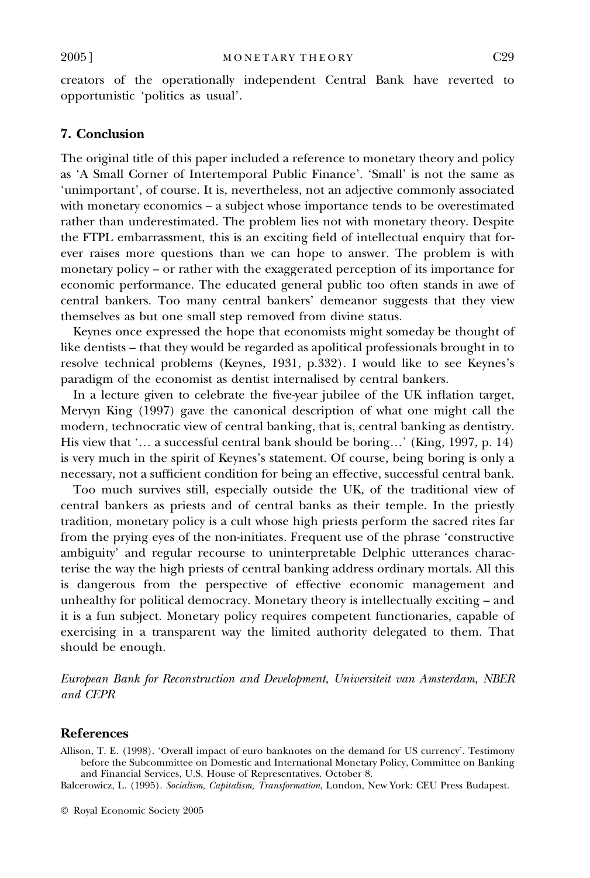creators of the operationally independent Central Bank have reverted to opportunistic 'politics as usual'.

## 7. Conclusion

The original title of this paper included a reference to monetary theory and policy as 'A Small Corner of Intertemporal Public Finance'. 'Small' is not the same as 'unimportant', of course. It is, nevertheless, not an adjective commonly associated with monetary economics – a subject whose importance tends to be overestimated rather than underestimated. The problem lies not with monetary theory. Despite the FTPL embarrassment, this is an exciting field of intellectual enquiry that forever raises more questions than we can hope to answer. The problem is with monetary policy – or rather with the exaggerated perception of its importance for economic performance. The educated general public too often stands in awe of central bankers. Too many central bankers' demeanor suggests that they view themselves as but one small step removed from divine status.

Keynes once expressed the hope that economists might someday be thought of like dentists – that they would be regarded as apolitical professionals brought in to resolve technical problems (Keynes, 1931, p.332). I would like to see Keynes's paradigm of the economist as dentist internalised by central bankers.

In a lecture given to celebrate the five-year jubilee of the UK inflation target, Mervyn King (1997) gave the canonical description of what one might call the modern, technocratic view of central banking, that is, central banking as dentistry. His view that '… a successful central bank should be boring…' (King, 1997, p. 14) is very much in the spirit of Keynes's statement. Of course, being boring is only a necessary, not a sufficient condition for being an effective, successful central bank.

Too much survives still, especially outside the UK, of the traditional view of central bankers as priests and of central banks as their temple. In the priestly tradition, monetary policy is a cult whose high priests perform the sacred rites far from the prying eyes of the non-initiates. Frequent use of the phrase 'constructive ambiguity' and regular recourse to uninterpretable Delphic utterances characterise the way the high priests of central banking address ordinary mortals. All this is dangerous from the perspective of effective economic management and unhealthy for political democracy. Monetary theory is intellectually exciting – and it is a fun subject. Monetary policy requires competent functionaries, capable of exercising in a transparent way the limited authority delegated to them. That should be enough.

*European Bank for Reconstruction and Development, Universiteit van Amsterdam, NBER and CEPR*

## References

Allison, T. E. (1998). 'Overall impact of euro banknotes on the demand for US currency'. Testimony before the Subcommittee on Domestic and International Monetary Policy, Committee on Banking and Financial Services, U.S. House of Representatives. October 8.

Balcerowicz, L. (1995). *Socialism, Capitalism, Transformation*, London, New York: CEU Press Budapest.

© Royal Economic Society 2005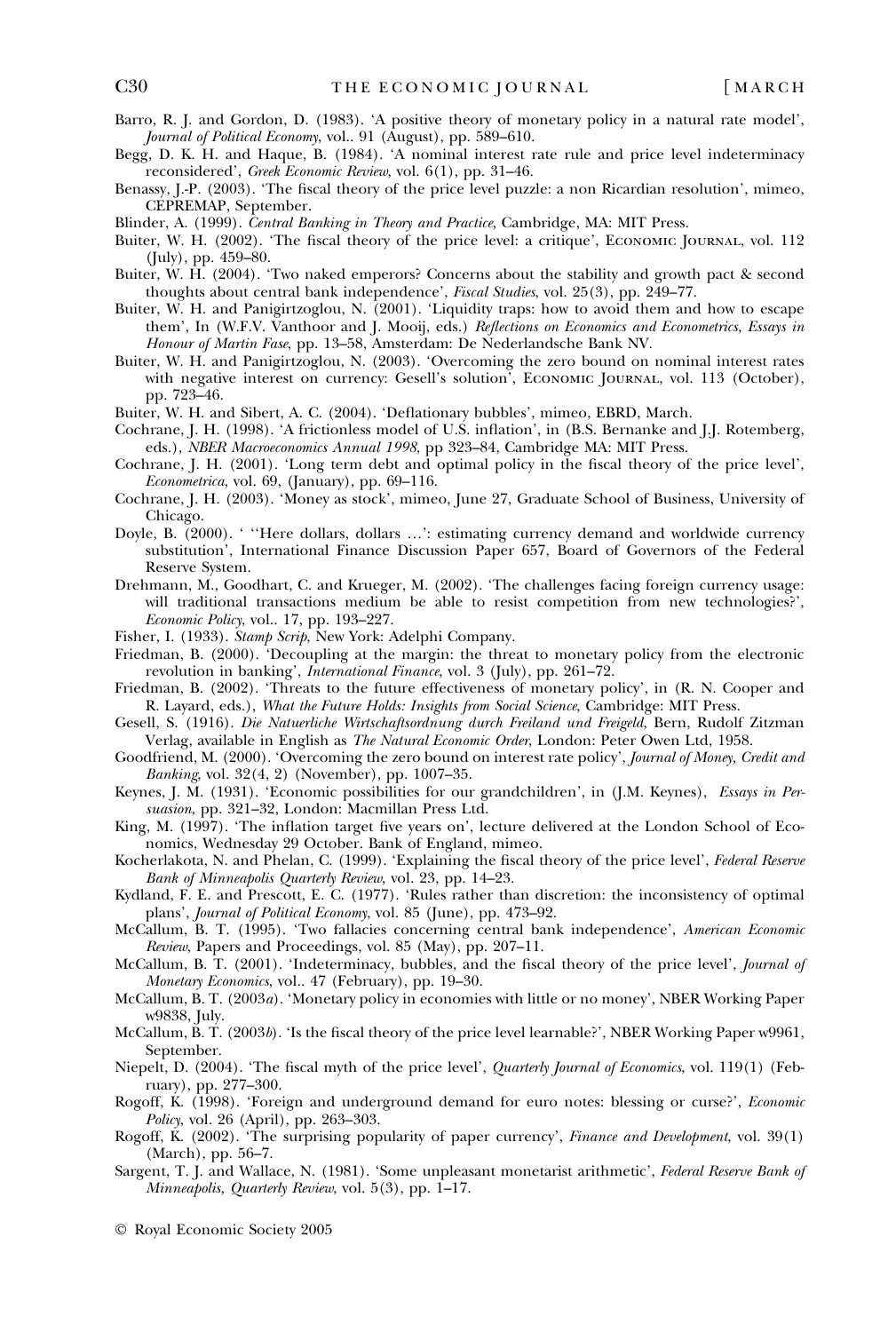Barro, R. J. and Gordon, D. (1983). 'A positive theory of monetary policy in a natural rate model', *Journal of Political Economy*, vol.. 91 (August), pp. 589–610.

Begg, D. K. H. and Haque, B. (1984). 'A nominal interest rate rule and price level indeterminacy reconsidered', *Greek Economic Review*, vol. 6(1), pp. 31–46.

Benassy, J.-P. (2003). 'The fiscal theory of the price level puzzle: a non Ricardian resolution', mimeo, CEPREMAP, September.

Blinder, A. (1999). *Central Banking in Theory and Practice*, Cambridge, MA: MIT Press.

Buiter, W. H. (2002). 'The fiscal theory of the price level: a critique', Economic Journal, vol. 112 (July), pp. 459–80.

Buiter, W. H. (2004). 'Two naked emperors? Concerns about the stability and growth pact & second thoughts about central bank independence', *Fiscal Studies*, vol. 25(3), pp. 249–77.

Buiter, W. H. and Panigirtzoglou, N. (2001). 'Liquidity traps: how to avoid them and how to escape them', In (W.F.V. Vanthoor and J. Mooij, eds.) *Reflections on Economics and Econometrics, Essays in Honour of Martin Fase*, pp. 13–58, Amsterdam: De Nederlandsche Bank NV.

Buiter, W. H. and Panigirtzoglou, N. (2003). 'Overcoming the zero bound on nominal interest rates with negative interest on currency: Gesell's solution', Economic Journal, vol. 113 (October), pp. 723–46.

Buiter, W. H. and Sibert, A. C. (2004). 'Deflationary bubbles', mimeo, EBRD, March.

Cochrane, J. H. (1998). 'A frictionless model of U.S. inflation', in (B.S. Bernanke and J.J. Rotemberg, eds.), *NBER Macroeconomics Annual 1998*, pp 323–84, Cambridge MA: MIT Press.

Cochrane, J. H. (2001). 'Long term debt and optimal policy in the fiscal theory of the price level', *Econometrica*, vol. 69, (January), pp. 69–116.

Cochrane, J. H. (2003). 'Money as stock', mimeo, June 27, Graduate School of Business, University of Chicago.

Doyle, B. (2000). ' ''Here dollars, dollars ...': estimating currency demand and worldwide currency substitution', International Finance Discussion Paper 657, Board of Governors of the Federal Reserve System.

Drehmann, M., Goodhart, C. and Krueger, M. (2002). 'The challenges facing foreign currency usage: will traditional transactions medium be able to resist competition from new technologies?', *Economic Policy*, vol.. 17, pp. 193–227.

Fisher, I. (1933). *Stamp Scrip*, New York: Adelphi Company.

Friedman, B. (2000). 'Decoupling at the margin: the threat to monetary policy from the electronic revolution in banking', *International Finance*, vol. 3 (July), pp. 261–72.

Friedman, B. (2002). 'Threats to the future effectiveness of monetary policy', in (R. N. Cooper and R. Layard, eds.), *What the Future Holds: Insights from Social Science*, Cambridge: MIT Press.

Gesell, S. (1916). *Die Natuerliche Wirtschaftsordnung durch Freiland und Freigeld*, Bern, Rudolf Zitzman Verlag, available in English as *The Natural Economic Order*, London: Peter Owen Ltd, 1958.

Goodfriend, M. (2000). 'Overcoming the zero bound on interest rate policy', *Journal of Money, Credit and Banking*, vol. 32(4, 2) (November), pp. 1007–35.

Keynes, J. M. (1931). 'Economic possibilities for our grandchildren', in (J.M. Keynes), *Essays in Persuasion*, pp. 321–32, London: Macmillan Press Ltd.

King, M. (1997). 'The inflation target five years on', lecture delivered at the London School of Economics, Wednesday 29 October. Bank of England, mimeo.

Kocherlakota, N. and Phelan, C. (1999). 'Explaining the fiscal theory of the price level', *Federal Reserve Bank of Minneapolis Quarterly Review*, vol. 23, pp. 14–23.

Kydland, F. E. and Prescott, E. C. (1977). 'Rules rather than discretion: the inconsistency of optimal plans', *Journal of Political Economy*, vol. 85 (June), pp. 473–92.

McCallum, B. T. (1995). 'Two fallacies concerning central bank independence', *American Economic Review*, Papers and Proceedings, vol. 85 (May), pp. 207–11.

McCallum, B. T. (2001). 'Indeterminacy, bubbles, and the fiscal theory of the price level', *Journal of Monetary Economics*, vol.. 47 (February), pp. 19–30.

McCallum, B. T. (2003*a*). 'Monetary policy in economies with little or no money', NBER Working Paper w9838, July.

McCallum, B. T. (2003*b*). 'Is the fiscal theory of the price level learnable?', NBER Working Paper w9961, September.

Niepelt, D. (2004). 'The fiscal myth of the price level', *Quarterly Journal of Economics*, vol. 119(1) (February), pp. 277–300.

Rogoff, K. (1998). 'Foreign and underground demand for euro notes: blessing or curse?', *Economic Policy*, vol. 26 (April), pp. 263–303.

Rogoff, K. (2002). 'The surprising popularity of paper currency', *Finance and Development*, vol. 39(1) (March), pp. 56–7.

Sargent, T. J. and Wallace, N. (1981). 'Some unpleasant monetarist arithmetic', *Federal Reserve Bank of Minneapolis, Quarterly Review*, vol. 5(3), pp. 1–17.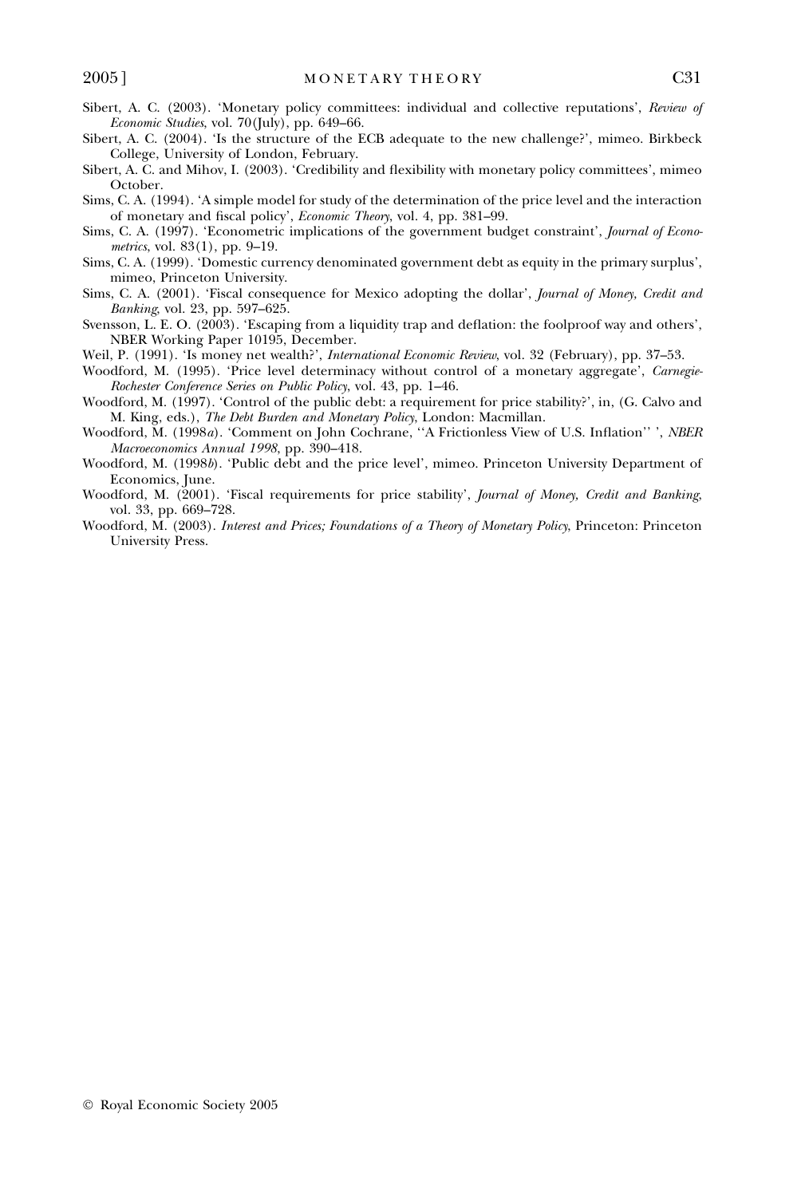Sibert, A. C. (2003). 'Monetary policy committees: individual and collective reputations', *Review of Economic Studies*, vol. 70(July), pp. 649–66.

Sibert, A. C. (2004). 'Is the structure of the ECB adequate to the new challenge?', mimeo. Birkbeck College, University of London, February.

Sibert, A. C. and Mihov, I. (2003). 'Credibility and flexibility with monetary policy committees', mimeo October.

Sims, C. A. (1994). 'A simple model for study of the determination of the price level and the interaction of monetary and fiscal policy', *Economic Theory*, vol. 4, pp. 381–99.

Sims, C. A. (1997). 'Econometric implications of the government budget constraint', *Journal of Econometrics*, vol. 83(1), pp. 9–19.

Sims, C. A. (1999). 'Domestic currency denominated government debt as equity in the primary surplus', mimeo, Princeton University.

Sims, C. A. (2001). 'Fiscal consequence for Mexico adopting the dollar', *Journal of Money, Credit and Banking*, vol. 23, pp. 597–625.

Svensson, L. E. O. (2003). 'Escaping from a liquidity trap and deflation: the foolproof way and others', NBER Working Paper 10195, December.

Weil, P. (1991). 'Is money net wealth?', *International Economic Review*, vol. 32 (February), pp. 37–53.

Woodford, M. (1995). 'Price level determinacy without control of a monetary aggregate', *Carnegie-Rochester Conference Series on Public Policy*, vol. 43, pp. 1–46.

Woodford, M. (1997). 'Control of the public debt: a requirement for price stability?', in, (G. Calvo and M. King, eds.), *The Debt Burden and Monetary Policy*, London: Macmillan.

Woodford, M. (1998*a*). 'Comment on John Cochrane, ''A Frictionless View of U.S. Inflation'' ', *NBER Macroeconomics Annual 1998*, pp. 390–418.

Woodford, M. (1998*b*). 'Public debt and the price level', mimeo. Princeton University Department of Economics, June.

Woodford, M. (2001). 'Fiscal requirements for price stability', *Journal of Money, Credit and Banking*, vol. 33, pp. 669–728.

Woodford, M. (2003). *Interest and Prices; Foundations of a Theory of Monetary Policy*, Princeton: Princeton University Press.